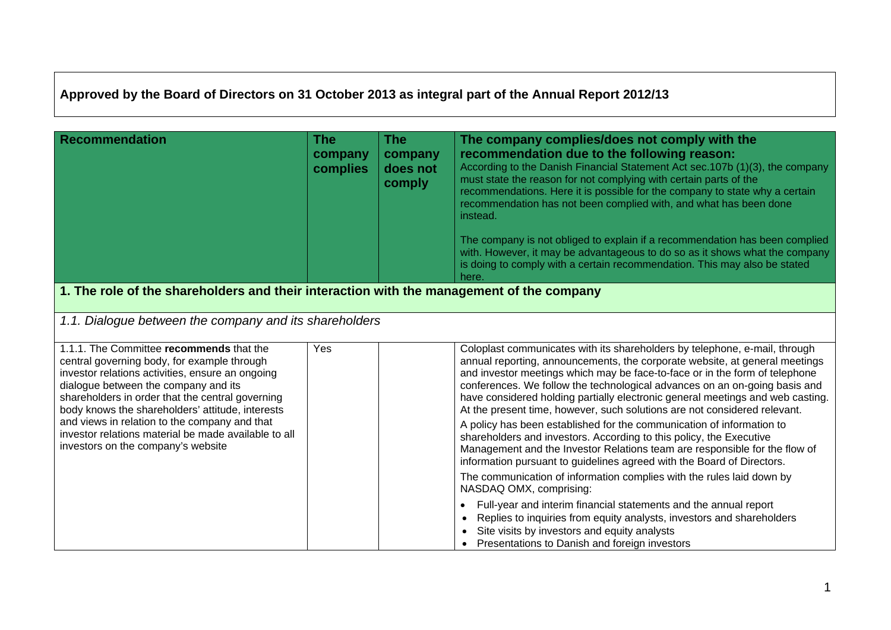**Approved by the Board of Directors on 31 October 2013 as integral part of the Annual Report 2012/13**

| Recommendation | The company complies | The company does not comply | The company complies/does not comply with the recommendation due to the following reason: According to the Danish Financial Statement Act sec.107b (1)(3), the company must state the reason for not complying with certain parts of the recommendations. Here it is possible for the company to state why a certain recommendation has not been complied with, and what has been done instead. The company is not obliged to explain if a recommendation has been complied with. However, it may be advantageous to do so as it shows what the company is doing to comply with a certain recommendation. This may also be stated here. |
|---|---|---|---|
| **1. The role of the shareholders and their interaction with the management of the company** | | | |
| *1.1. Dialogue between the company and its shareholders* | | | |
| 1.1.1. The Committee **recommends** that the central governing body, for example through investor relations activities, ensure an ongoing dialogue between the company and its shareholders in order that the central governing body knows the shareholders' attitude, interests and views in relation to the company and that investor relations material be made available to all investors on the company's website | Yes | | Coloplast communicates with its shareholders by telephone, e-mail, through annual reporting, announcements, the corporate website, at general meetings and investor meetings which may be face-to-face or in the form of telephone conferences. We follow the technological advances on an on-going basis and have considered holding partially electronic general meetings and web casting. At the present time, however, such solutions are not considered relevant.<br><br>A policy has been established for the communication of information to shareholders and investors. According to this policy, the Executive Management and the Investor Relations team are responsible for the flow of information pursuant to guidelines agreed with the Board of Directors.<br><br>The communication of information complies with the rules laid down by NASDAQ OMX, comprising:<br>• Full-year and interim financial statements and the annual report<br>• Replies to inquiries from equity analysts, investors and shareholders<br>• Site visits by investors and equity analysts<br>• Presentations to Danish and foreign investors |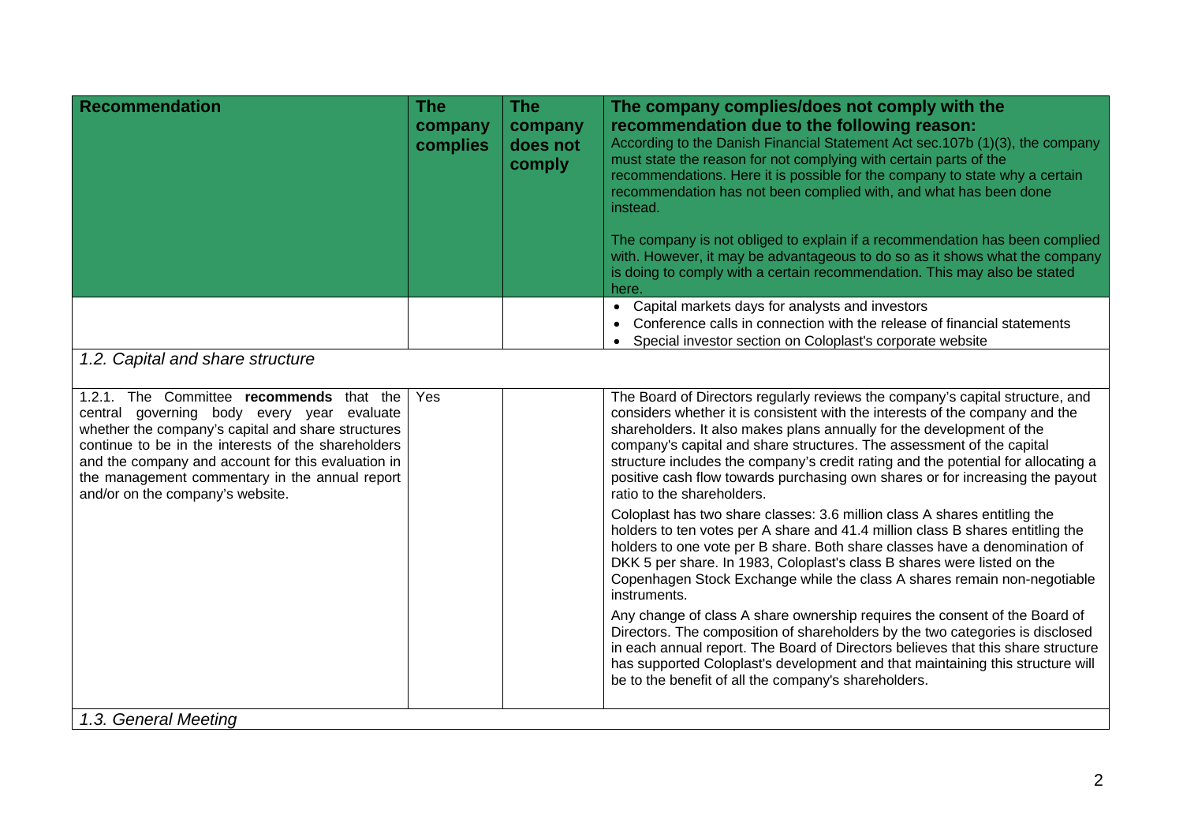| Recommendation | The company complies | The company does not comply | The company complies/does not comply with the recommendation due to the following reason: According to the Danish Financial Statement Act sec.107b (1)(3), the company must state the reason for not complying with certain parts of the recommendations. Here it is possible for the company to state why a certain recommendation has not been complied with, and what has been done instead. The company is not obliged to explain if a recommendation has been complied with. However, it may be advantageous to do so as it shows what the company is doing to comply with a certain recommendation. This may also be stated here. |
|---|---|---|---|
| | | | • Capital markets days for analysts and investors<br>• Conference calls in connection with the release of financial statements<br>• Special investor section on Coloplast's corporate website |
| *1.2. Capital and share structure* | | | |
| 1.2.1. The Committee **recommends** that the central governing body every year evaluate whether the company's capital and share structures continue to be in the interests of the shareholders and the company and account for this evaluation in the management commentary in the annual report and/or on the company's website. | Yes | | The Board of Directors regularly reviews the company's capital structure, and considers whether it is consistent with the interests of the company and the shareholders. It also makes plans annually for the development of the company's capital and share structures. The assessment of the capital structure includes the company's credit rating and the potential for allocating a positive cash flow towards purchasing own shares or for increasing the payout ratio to the shareholders.<br><br>Coloplast has two share classes: 3.6 million class A shares entitling the holders to ten votes per A share and 41.4 million class B shares entitling the holders to one vote per B share. Both share classes have a denomination of DKK 5 per share. In 1983, Coloplast's class B shares were listed on the Copenhagen Stock Exchange while the class A shares remain non-negotiable instruments.<br><br>Any change of class A share ownership requires the consent of the Board of Directors. The composition of shareholders by the two categories is disclosed in each annual report. The Board of Directors believes that this share structure has supported Coloplast's development and that maintaining this structure will be to the benefit of all the company's shareholders. |
| *1.3. General Meeting* | | | |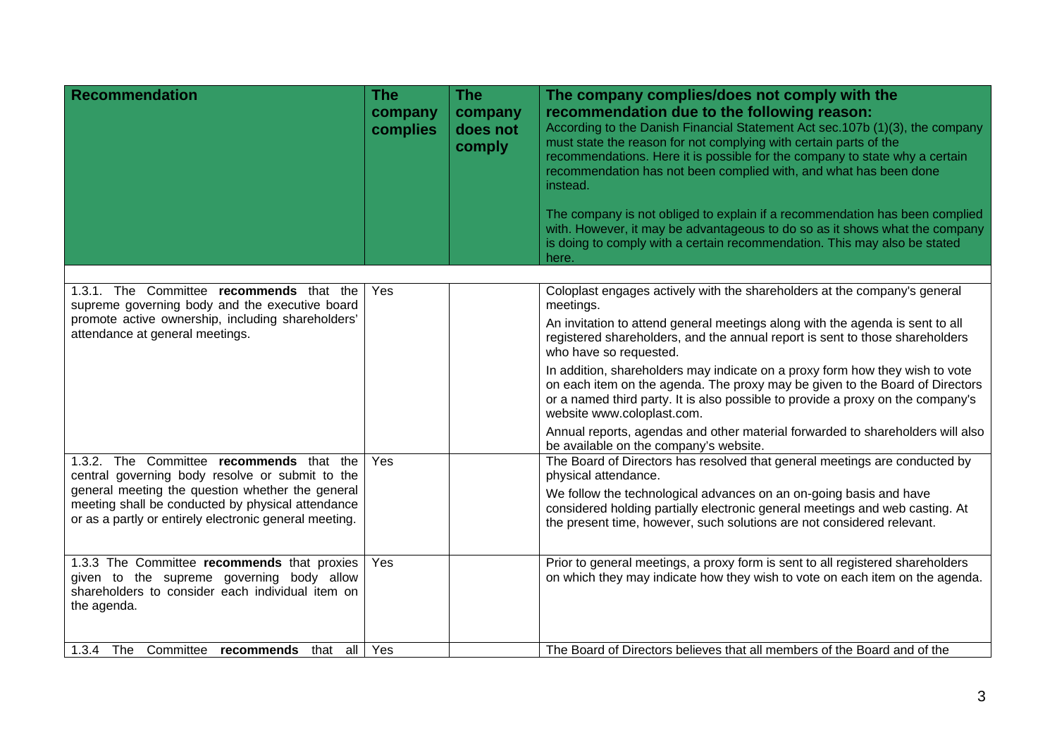| Recommendation | The company complies | The company does not comply | The company complies/does not comply with the recommendation due to the following reason: According to the Danish Financial Statement Act sec.107b (1)(3), the company must state the reason for not complying with certain parts of the recommendations. Here it is possible for the company to state why a certain recommendation has not been complied with, and what has been done instead. The company is not obliged to explain if a recommendation has been complied with. However, it may be advantageous to do so as it shows what the company is doing to comply with a certain recommendation. This may also be stated here. |
|---|---|---|---|
| 1.3.1. The Committee **recommends** that the supreme governing body and the executive board promote active ownership, including shareholders' attendance at general meetings. | Yes | | Coloplast engages actively with the shareholders at the company's general meetings. An invitation to attend general meetings along with the agenda is sent to all registered shareholders, and the annual report is sent to those shareholders who have so requested. In addition, shareholders may indicate on a proxy form how they wish to vote on each item on the agenda. The proxy may be given to the Board of Directors or a named third party. It is also possible to provide a proxy on the company's website www.coloplast.com. Annual reports, agendas and other material forwarded to shareholders will also be available on the company's website. |
| 1.3.2. The Committee **recommends** that the central governing body resolve or submit to the general meeting the question whether the general meeting shall be conducted by physical attendance or as a partly or entirely electronic general meeting. | Yes | | The Board of Directors has resolved that general meetings are conducted by physical attendance. We follow the technological advances on an on-going basis and have considered holding partially electronic general meetings and web casting. At the present time, however, such solutions are not considered relevant. |
| 1.3.3 The Committee **recommends** that proxies given to the supreme governing body allow shareholders to consider each individual item on the agenda. | Yes | | Prior to general meetings, a proxy form is sent to all registered shareholders on which they may indicate how they wish to vote on each item on the agenda. |
| 1.3.4 The Committee **recommends** that all | Yes | | The Board of Directors believes that all members of the Board and of the |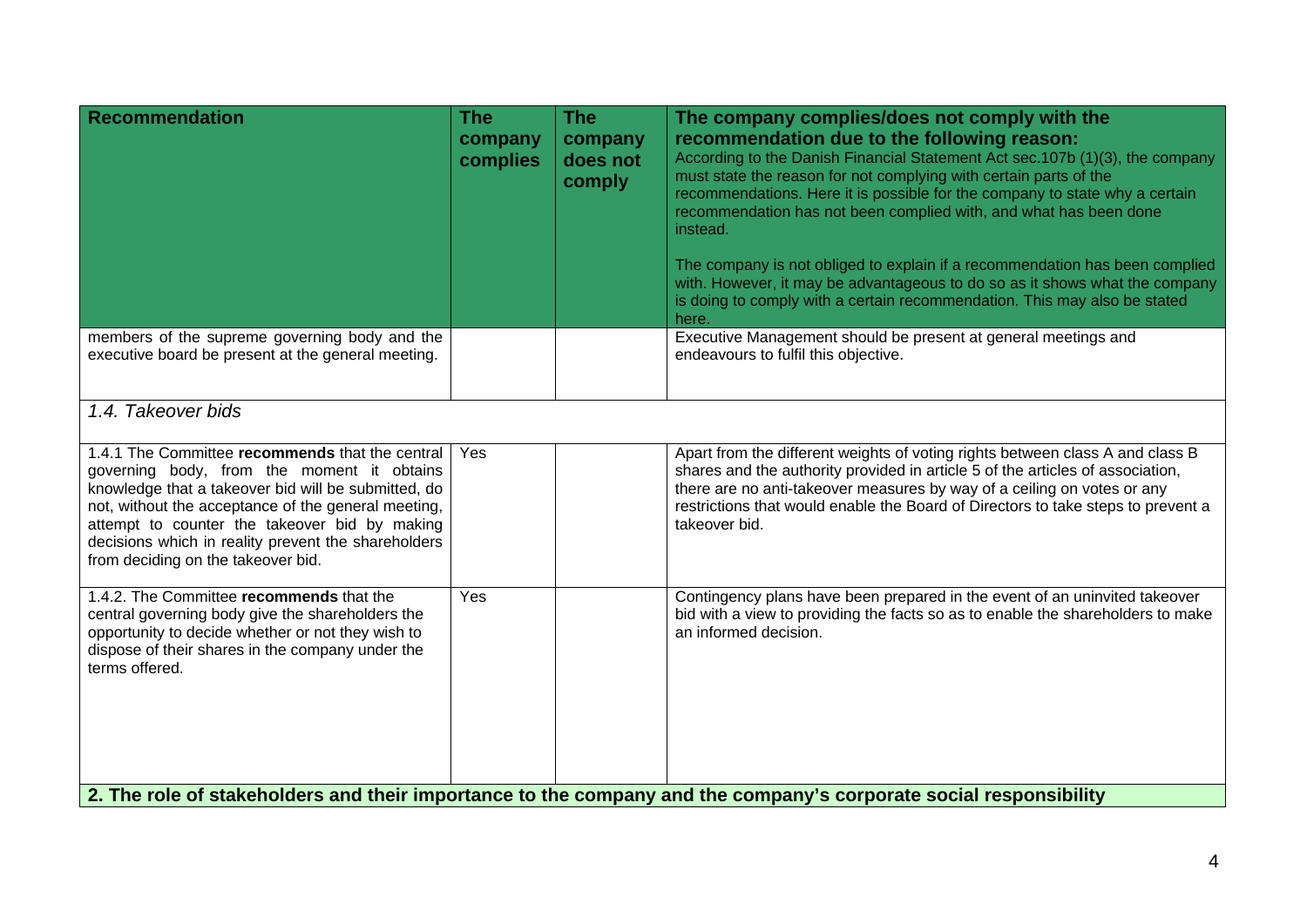| Recommendation | The company complies | The company does not comply | The company complies/does not comply with the recommendation due to the following reason: According to the Danish Financial Statement Act sec.107b (1)(3), the company must state the reason for not complying with certain parts of the recommendations. Here it is possible for the company to state why a certain recommendation has not been complied with, and what has been done instead. The company is not obliged to explain if a recommendation has been complied with. However, it may be advantageous to do so as it shows what the company is doing to comply with a certain recommendation. This may also be stated here. |
|---|---|---|---|
| members of the supreme governing body and the executive board be present at the general meeting. | | | Executive Management should be present at general meetings and endeavours to fulfil this objective. |
| *1.4. Takeover bids* | | | |
| 1.4.1 The Committee **recommends** that the central governing body, from the moment it obtains knowledge that a takeover bid will be submitted, do not, without the acceptance of the general meeting, attempt to counter the takeover bid by making decisions which in reality prevent the shareholders from deciding on the takeover bid. | Yes | | Apart from the different weights of voting rights between class A and class B shares and the authority provided in article 5 of the articles of association, there are no anti-takeover measures by way of a ceiling on votes or any restrictions that would enable the Board of Directors to take steps to prevent a takeover bid. |
| 1.4.2. The Committee **recommends** that the central governing body give the shareholders the opportunity to decide whether or not they wish to dispose of their shares in the company under the terms offered. | Yes | | Contingency plans have been prepared in the event of an uninvited takeover bid with a view to providing the facts so as to enable the shareholders to make an informed decision. |
| **2. The role of stakeholders and their importance to the company and the company's corporate social responsibility** | | | |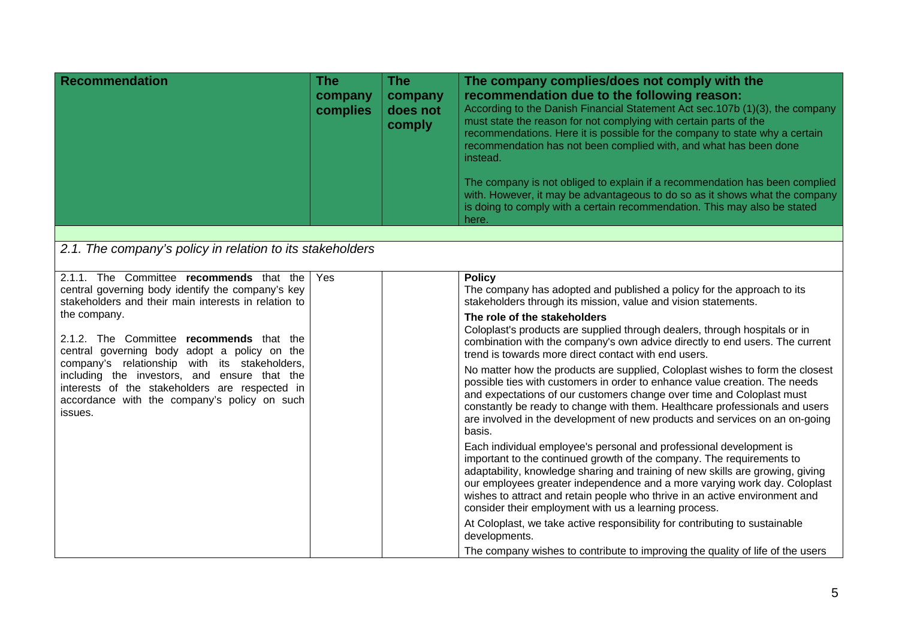| Recommendation | The company complies | The company does not comply | The company complies/does not comply with the recommendation due to the following reason: According to the Danish Financial Statement Act sec.107b (1)(3), the company must state the reason for not complying with certain parts of the recommendations. Here it is possible for the company to state why a certain recommendation has not been complied with, and what has been done instead. The company is not obliged to explain if a recommendation has been complied with. However, it may be advantageous to do so as it shows what the company is doing to comply with a certain recommendation. This may also be stated here. |
|---|---|---|---|
| | | | |
| *2.1. The company's policy in relation to its stakeholders* | | | |
| 2.1.1. The Committee **recommends** that the central governing body identify the company's key stakeholders and their main interests in relation to the company. 2.1.2. The Committee **recommends** that the central governing body adopt a policy on the company's relationship with its stakeholders, including the investors, and ensure that the interests of the stakeholders are respected in accordance with the company's policy on such issues. | Yes | | **Policy** The company has adopted and published a policy for the approach to its stakeholders through its mission, value and vision statements. **The role of the stakeholders** Coloplast's products are supplied through dealers, through hospitals or in combination with the company's own advice directly to end users. The current trend is towards more direct contact with end users. No matter how the products are supplied, Coloplast wishes to form the closest possible ties with customers in order to enhance value creation. The needs and expectations of our customers change over time and Coloplast must constantly be ready to change with them. Healthcare professionals and users are involved in the development of new products and services on an on-going basis. Each individual employee's personal and professional development is important to the continued growth of the company. The requirements to adaptability, knowledge sharing and training of new skills are growing, giving our employees greater independence and a more varying work day. Coloplast wishes to attract and retain people who thrive in an active environment and consider their employment with us a learning process. At Coloplast, we take active responsibility for contributing to sustainable developments. The company wishes to contribute to improving the quality of life of the users |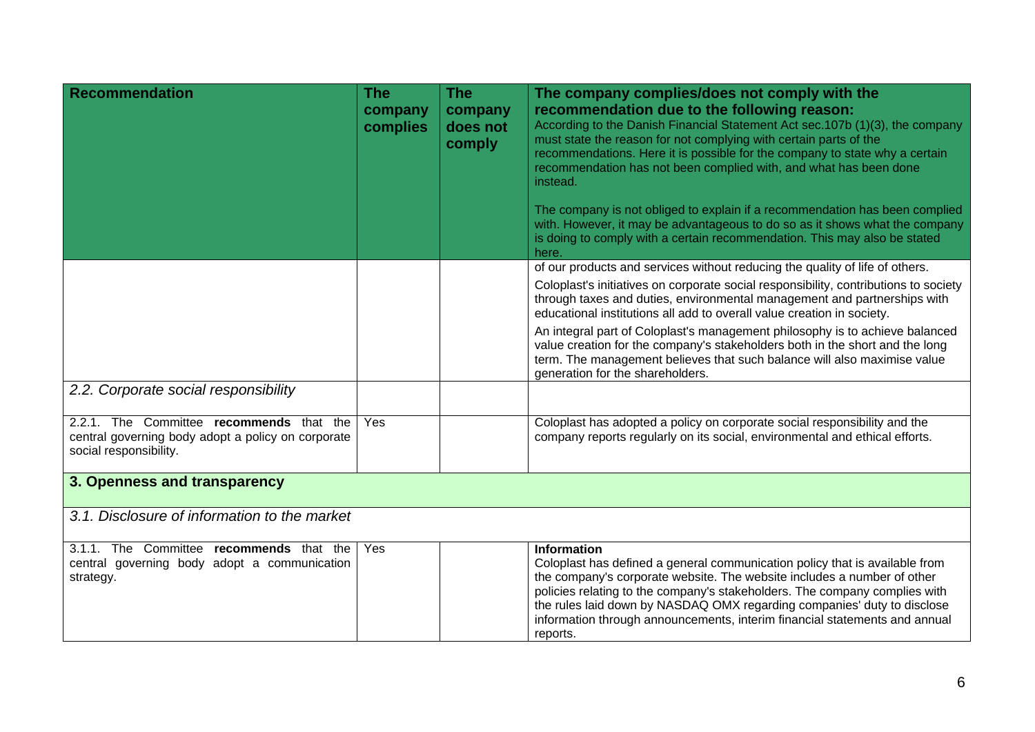| Recommendation | The company complies | The company does not comply | The company complies/does not comply with the recommendation due to the following reason: According to the Danish Financial Statement Act sec.107b (1)(3), the company must state the reason for not complying with certain parts of the recommendations. Here it is possible for the company to state why a certain recommendation has not been complied with, and what has been done instead. The company is not obliged to explain if a recommendation has been complied with. However, it may be advantageous to do so as it shows what the company is doing to comply with a certain recommendation. This may also be stated here. |
|---|---|---|---|
| | | | of our products and services without reducing the quality of life of others. Coloplast's initiatives on corporate social responsibility, contributions to society through taxes and duties, environmental management and partnerships with educational institutions all add to overall value creation in society. An integral part of Coloplast's management philosophy is to achieve balanced value creation for the company's stakeholders both in the short and the long term. The management believes that such balance will also maximise value generation for the shareholders. |
| *2.2. Corporate social responsibility* | | | |
| 2.2.1. The Committee **recommends** that the central governing body adopt a policy on corporate social responsibility. | Yes | | Coloplast has adopted a policy on corporate social responsibility and the company reports regularly on its social, environmental and ethical efforts. |
| **3. Openness and transparency** | | | |
| *3.1. Disclosure of information to the market* | | | |
| 3.1.1. The Committee **recommends** that the central governing body adopt a communication strategy. | Yes | | **Information** Coloplast has defined a general communication policy that is available from the company's corporate website. The website includes a number of other policies relating to the company's stakeholders. The company complies with the rules laid down by NASDAQ OMX regarding companies' duty to disclose information through announcements, interim financial statements and annual reports. |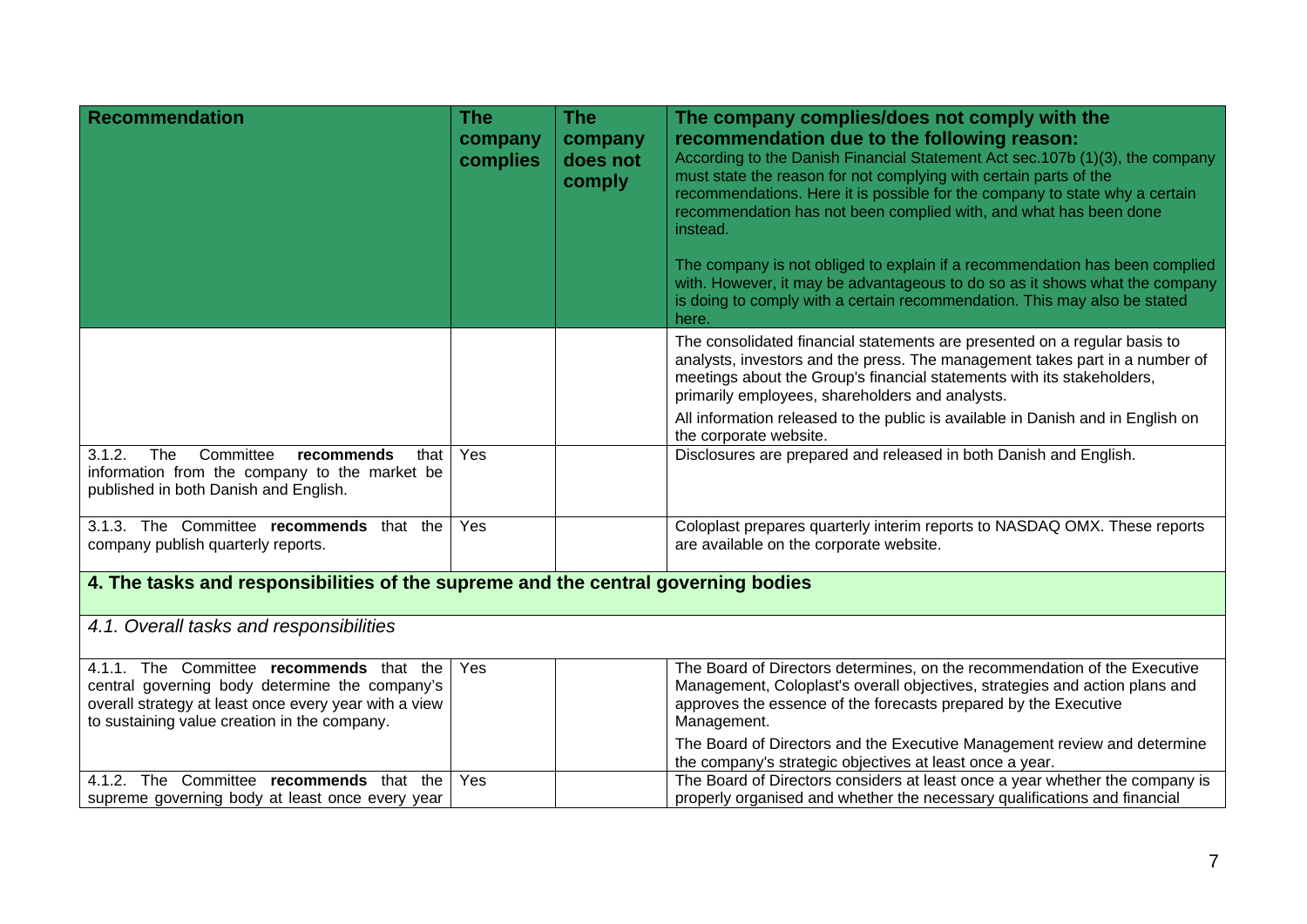| Recommendation | The company complies | The company does not comply | The company complies/does not comply with the recommendation due to the following reason: According to the Danish Financial Statement Act sec.107b (1)(3), the company must state the reason for not complying with certain parts of the recommendations. Here it is possible for the company to state why a certain recommendation has not been complied with, and what has been done instead. The company is not obliged to explain if a recommendation has been complied with. However, it may be advantageous to do so as it shows what the company is doing to comply with a certain recommendation. This may also be stated here. |
|---|---|---|---|
| | | | The consolidated financial statements are presented on a regular basis to analysts, investors and the press. The management takes part in a number of meetings about the Group's financial statements with its stakeholders, primarily employees, shareholders and analysts. All information released to the public is available in Danish and in English on the corporate website. |
| 3.1.2. The Committee **recommends** that information from the company to the market be published in both Danish and English. | Yes | | Disclosures are prepared and released in both Danish and English. |
| 3.1.3. The Committee **recommends** that the company publish quarterly reports. | Yes | | Coloplast prepares quarterly interim reports to NASDAQ OMX. These reports are available on the corporate website. |
| **4. The tasks and responsibilities of the supreme and the central governing bodies** | | | |
| *4.1. Overall tasks and responsibilities* | | | |
| 4.1.1. The Committee **recommends** that the central governing body determine the company's overall strategy at least once every year with a view to sustaining value creation in the company. | Yes | | The Board of Directors determines, on the recommendation of the Executive Management, Coloplast's overall objectives, strategies and action plans and approves the essence of the forecasts prepared by the Executive Management. The Board of Directors and the Executive Management review and determine the company's strategic objectives at least once a year. |
| 4.1.2. The Committee **recommends** that the supreme governing body at least once every year | Yes | | The Board of Directors considers at least once a year whether the company is properly organised and whether the necessary qualifications and financial |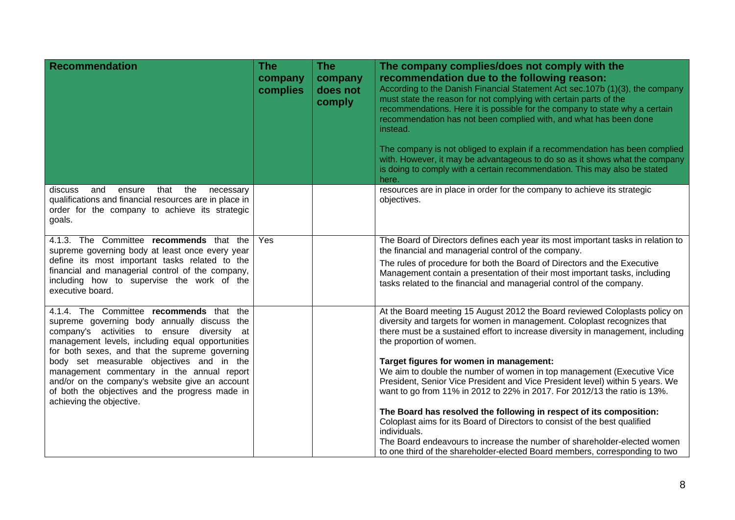| Recommendation | The company complies | The company does not comply | The company complies/does not comply with the recommendation due to the following reason: According to the Danish Financial Statement Act sec.107b (1)(3), the company must state the reason for not complying with certain parts of the recommendations. Here it is possible for the company to state why a certain recommendation has not been complied with, and what has been done instead. The company is not obliged to explain if a recommendation has been complied with. However, it may be advantageous to do so as it shows what the company is doing to comply with a certain recommendation. This may also be stated here. |
|---|---|---|---|
| discuss and ensure that the necessary qualifications and financial resources are in place in order for the company to achieve its strategic goals. | | | resources are in place in order for the company to achieve its strategic objectives. |
| 4.1.3. The Committee **recommends** that the supreme governing body at least once every year define its most important tasks related to the financial and managerial control of the company, including how to supervise the work of the executive board. | Yes | | The Board of Directors defines each year its most important tasks in relation to the financial and managerial control of the company. The rules of procedure for both the Board of Directors and the Executive Management contain a presentation of their most important tasks, including tasks related to the financial and managerial control of the company. |
| 4.1.4. The Committee **recommends** that the supreme governing body annually discuss the company's activities to ensure diversity at management levels, including equal opportunities for both sexes, and that the supreme governing body set measurable objectives and in the management commentary in the annual report and/or on the company's website give an account of both the objectives and the progress made in achieving the objective. | | | At the Board meeting 15 August 2012 the Board reviewed Coloplasts policy on diversity and targets for women in management. Coloplast recognizes that there must be a sustained effort to increase diversity in management, including the proportion of women. **Target figures for women in management:** We aim to double the number of women in top management (Executive Vice President, Senior Vice President and Vice President level) within 5 years. We want to go from 11% in 2012 to 22% in 2017. For 2012/13 the ratio is 13%. **The Board has resolved the following in respect of its composition:** Coloplast aims for its Board of Directors to consist of the best qualified individuals. The Board endeavours to increase the number of shareholder-elected women to one third of the shareholder-elected Board members, corresponding to two |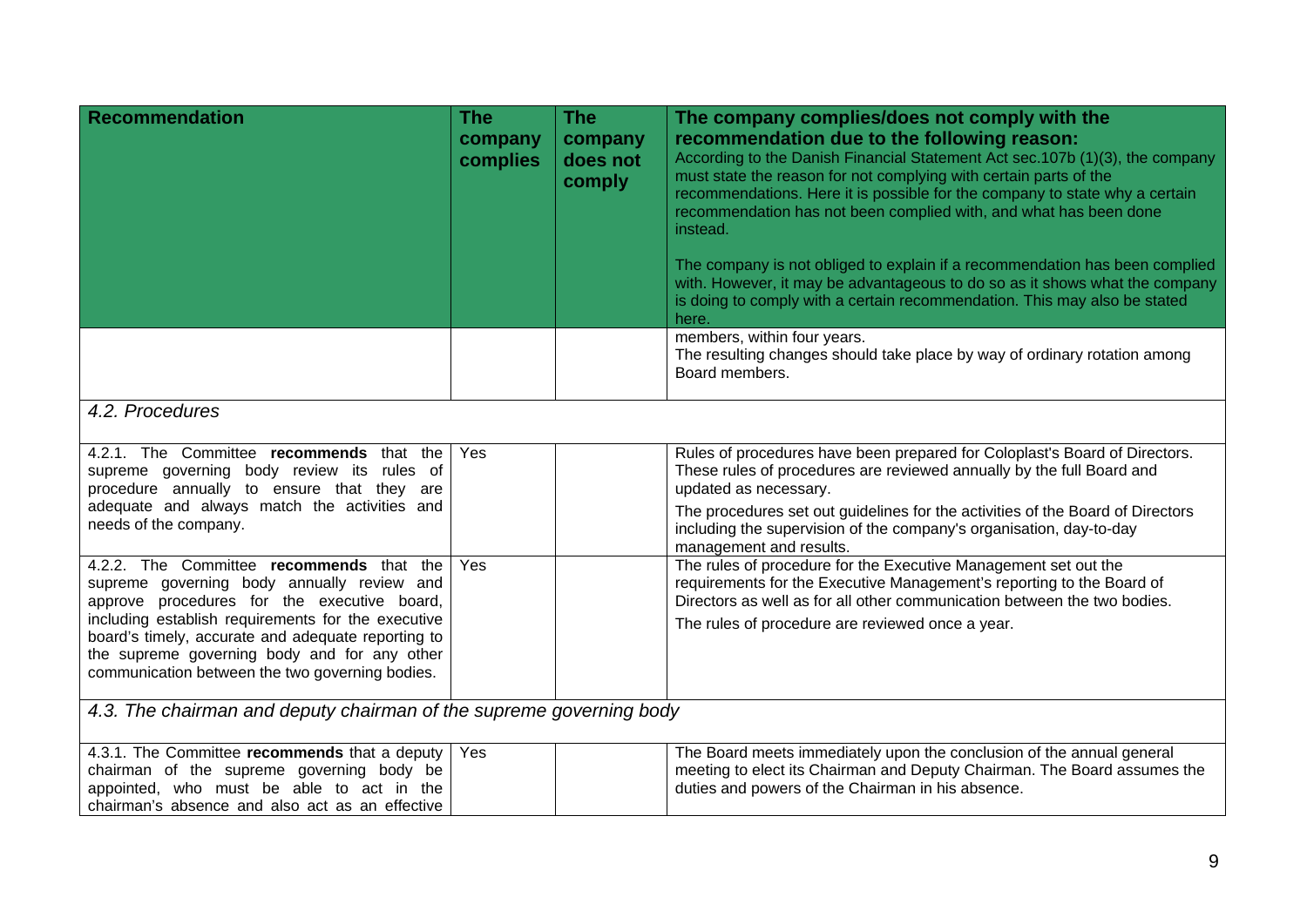| Recommendation | The company complies | The company does not comply | The company complies/does not comply with the recommendation due to the following reason: According to the Danish Financial Statement Act sec.107b (1)(3), the company must state the reason for not complying with certain parts of the recommendations. Here it is possible for the company to state why a certain recommendation has not been complied with, and what has been done instead. The company is not obliged to explain if a recommendation has been complied with. However, it may be advantageous to do so as it shows what the company is doing to comply with a certain recommendation. This may also be stated here. |
|---|---|---|---|
| | | | members, within four years. The resulting changes should take place by way of ordinary rotation among Board members. |
| *4.2. Procedures* | | | |
| 4.2.1. The Committee **recommends** that the supreme governing body review its rules of procedure annually to ensure that they are adequate and always match the activities and needs of the company. | Yes | | Rules of procedures have been prepared for Coloplast's Board of Directors. These rules of procedures are reviewed annually by the full Board and updated as necessary. The procedures set out guidelines for the activities of the Board of Directors including the supervision of the company's organisation, day-to-day management and results. |
| 4.2.2. The Committee **recommends** that the supreme governing body annually review and approve procedures for the executive board, including establish requirements for the executive board's timely, accurate and adequate reporting to the supreme governing body and for any other communication between the two governing bodies. | Yes | | The rules of procedure for the Executive Management set out the requirements for the Executive Management's reporting to the Board of Directors as well as for all other communication between the two bodies. The rules of procedure are reviewed once a year. |
| *4.3. The chairman and deputy chairman of the supreme governing body* | | | |
| 4.3.1. The Committee **recommends** that a deputy chairman of the supreme governing body be appointed, who must be able to act in the chairman's absence and also act as an effective | Yes | | The Board meets immediately upon the conclusion of the annual general meeting to elect its Chairman and Deputy Chairman. The Board assumes the duties and powers of the Chairman in his absence. |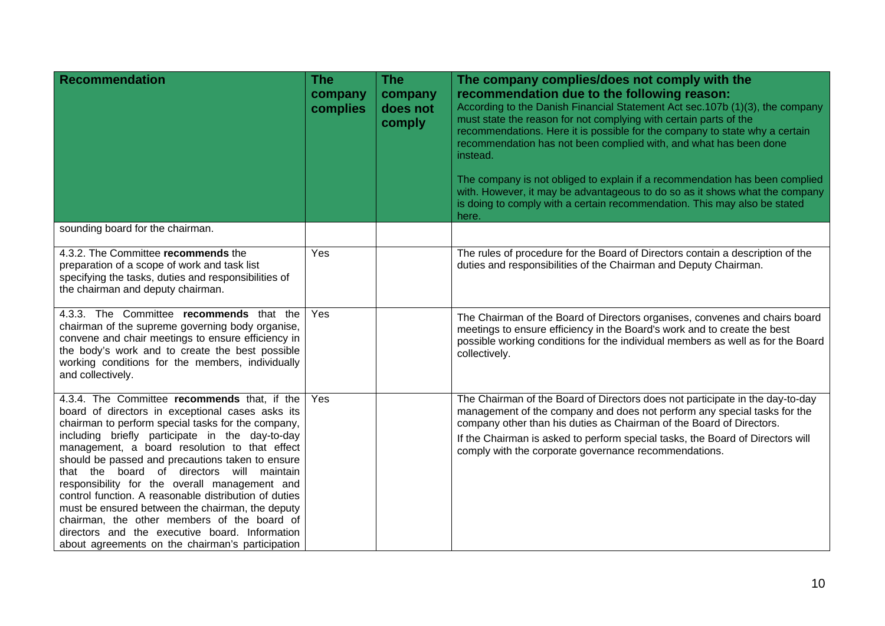| Recommendation | The company complies | The company does not comply | The company complies/does not comply with the recommendation due to the following reason: According to the Danish Financial Statement Act sec.107b (1)(3), the company must state the reason for not complying with certain parts of the recommendations. Here it is possible for the company to state why a certain recommendation has not been complied with, and what has been done instead. The company is not obliged to explain if a recommendation has been complied with. However, it may be advantageous to do so as it shows what the company is doing to comply with a certain recommendation. This may also be stated here. |
|---|---|---|---|
| sounding board for the chairman. | | | |
| 4.3.2. The Committee **recommends** the preparation of a scope of work and task list specifying the tasks, duties and responsibilities of the chairman and deputy chairman. | Yes | | The rules of procedure for the Board of Directors contain a description of the duties and responsibilities of the Chairman and Deputy Chairman. |
| 4.3.3. The Committee **recommends** that the chairman of the supreme governing body organise, convene and chair meetings to ensure efficiency in the body's work and to create the best possible working conditions for the members, individually and collectively. | Yes | | The Chairman of the Board of Directors organises, convenes and chairs board meetings to ensure efficiency in the Board's work and to create the best possible working conditions for the individual members as well as for the Board collectively. |
| 4.3.4. The Committee **recommends** that, if the board of directors in exceptional cases asks its chairman to perform special tasks for the company, including briefly participate in the day-to-day management, a board resolution to that effect should be passed and precautions taken to ensure that the board of directors will maintain responsibility for the overall management and control function. A reasonable distribution of duties must be ensured between the chairman, the deputy chairman, the other members of the board of directors and the executive board. Information about agreements on the chairman's participation | Yes | | The Chairman of the Board of Directors does not participate in the day-to-day management of the company and does not perform any special tasks for the company other than his duties as Chairman of the Board of Directors. If the Chairman is asked to perform special tasks, the Board of Directors will comply with the corporate governance recommendations. |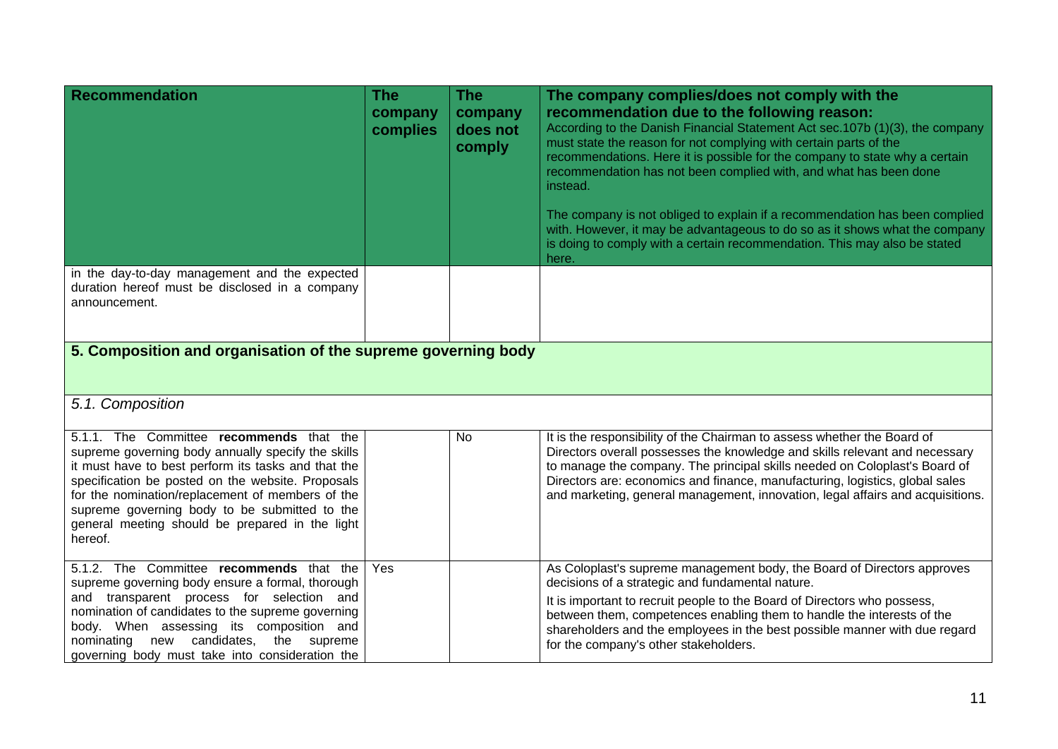| Recommendation | The company complies | The company does not comply | The company complies/does not comply with the recommendation due to the following reason: According to the Danish Financial Statement Act sec.107b (1)(3), the company must state the reason for not complying with certain parts of the recommendations. Here it is possible for the company to state why a certain recommendation has not been complied with, and what has been done instead. The company is not obliged to explain if a recommendation has been complied with. However, it may be advantageous to do so as it shows what the company is doing to comply with a certain recommendation. This may also be stated here. |
|---|---|---|---|
| in the day-to-day management and the expected duration hereof must be disclosed in a company announcement. | | | |
| **5. Composition and organisation of the supreme governing body** | | | |
| *5.1. Composition* | | | |
| 5.1.1. The Committee **recommends** that the supreme governing body annually specify the skills it must have to best perform its tasks and that the specification be posted on the website. Proposals for the nomination/replacement of members of the supreme governing body to be submitted to the general meeting should be prepared in the light hereof. | | No | It is the responsibility of the Chairman to assess whether the Board of Directors overall possesses the knowledge and skills relevant and necessary to manage the company. The principal skills needed on Coloplast's Board of Directors are: economics and finance, manufacturing, logistics, global sales and marketing, general management, innovation, legal affairs and acquisitions. |
| 5.1.2. The Committee **recommends** that the supreme governing body ensure a formal, thorough and transparent process for selection and nomination of candidates to the supreme governing body. When assessing its composition and nominating new candidates, the supreme governing body must take into consideration the | Yes | | As Coloplast's supreme management body, the Board of Directors approves decisions of a strategic and fundamental nature. It is important to recruit people to the Board of Directors who possess, between them, competences enabling them to handle the interests of the shareholders and the employees in the best possible manner with due regard for the company's other stakeholders. |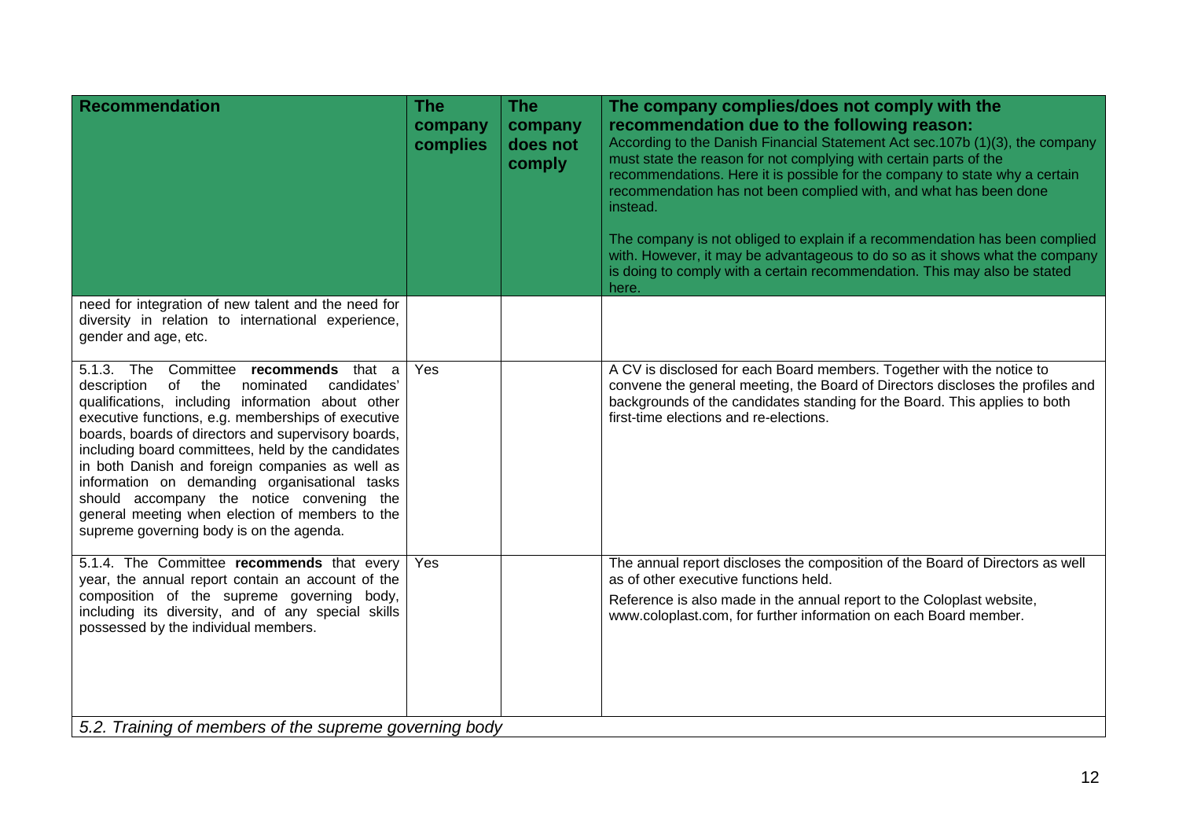| **Recommendation** | **The company complies** | **The company does not comply** | **The company complies/does not comply with the recommendation due to the following reason:** According to the Danish Financial Statement Act sec.107b (1)(3), the company must state the reason for not complying with certain parts of the recommendations. Here it is possible for the company to state why a certain recommendation has not been complied with, and what has been done instead. The company is not obliged to explain if a recommendation has been complied with. However, it may be advantageous to do so as it shows what the company is doing to comply with a certain recommendation. This may also be stated here. |
|---|---|---|---|
| need for integration of new talent and the need for diversity in relation to international experience, gender and age, etc. | | | |
| 5.1.3. The Committee **recommends** that a description of the nominated candidates' qualifications, including information about other executive functions, e.g. memberships of executive boards, boards of directors and supervisory boards, including board committees, held by the candidates in both Danish and foreign companies as well as information on demanding organisational tasks should accompany the notice convening the general meeting when election of members to the supreme governing body is on the agenda. | Yes | | A CV is disclosed for each Board members. Together with the notice to convene the general meeting, the Board of Directors discloses the profiles and backgrounds of the candidates standing for the Board. This applies to both first-time elections and re-elections. |
| 5.1.4. The Committee **recommends** that every year, the annual report contain an account of the composition of the supreme governing body, including its diversity, and of any special skills possessed by the individual members. | Yes | | The annual report discloses the composition of the Board of Directors as well as of other executive functions held. Reference is also made in the annual report to the Coloplast website, www.coloplast.com, for further information on each Board member. |
| *5.2. Training of members of the supreme governing body* | | | |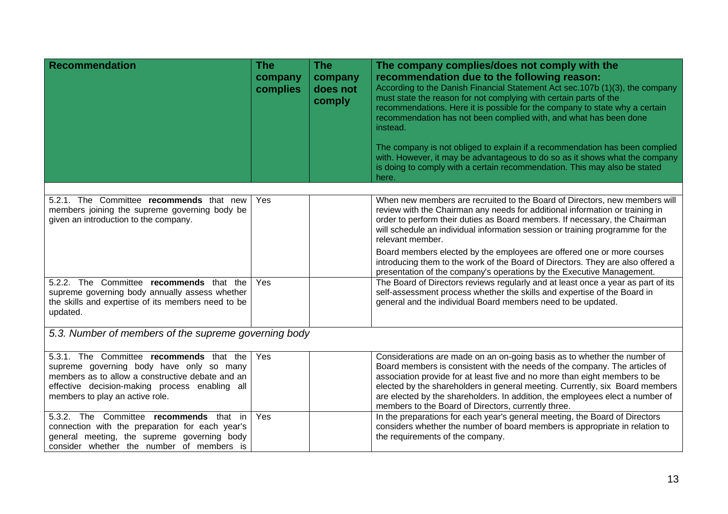| Recommendation | The company complies | The company does not comply | The company complies/does not comply with the recommendation due to the following reason: According to the Danish Financial Statement Act sec.107b (1)(3), the company must state the reason for not complying with certain parts of the recommendations. Here it is possible for the company to state why a certain recommendation has not been complied with, and what has been done instead. The company is not obliged to explain if a recommendation has been complied with. However, it may be advantageous to do so as it shows what the company is doing to comply with a certain recommendation. This may also be stated here. |
|---|---|---|---|
| 5.2.1. The Committee **recommends** that new members joining the supreme governing body be given an introduction to the company. | Yes | | When new members are recruited to the Board of Directors, new members will review with the Chairman any needs for additional information or training in order to perform their duties as Board members. If necessary, the Chairman will schedule an individual information session or training programme for the relevant member. Board members elected by the employees are offered one or more courses introducing them to the work of the Board of Directors. They are also offered a presentation of the company's operations by the Executive Management. |
| 5.2.2. The Committee **recommends** that the supreme governing body annually assess whether the skills and expertise of its members need to be updated. | Yes | | The Board of Directors reviews regularly and at least once a year as part of its self-assessment process whether the skills and expertise of the Board in general and the individual Board members need to be updated. |
| *5.3. Number of members of the supreme governing body* | | | |
| 5.3.1. The Committee **recommends** that the supreme governing body have only so many members as to allow a constructive debate and an effective decision-making process enabling all members to play an active role. | Yes | | Considerations are made on an on-going basis as to whether the number of Board members is consistent with the needs of the company. The articles of association provide for at least five and no more than eight members to be elected by the shareholders in general meeting. Currently, six Board members are elected by the shareholders. In addition, the employees elect a number of members to the Board of Directors, currently three. |
| 5.3.2. The Committee **recommends** that in connection with the preparation for each year's general meeting, the supreme governing body consider whether the number of members is | Yes | | In the preparations for each year's general meeting, the Board of Directors considers whether the number of board members is appropriate in relation to the requirements of the company. |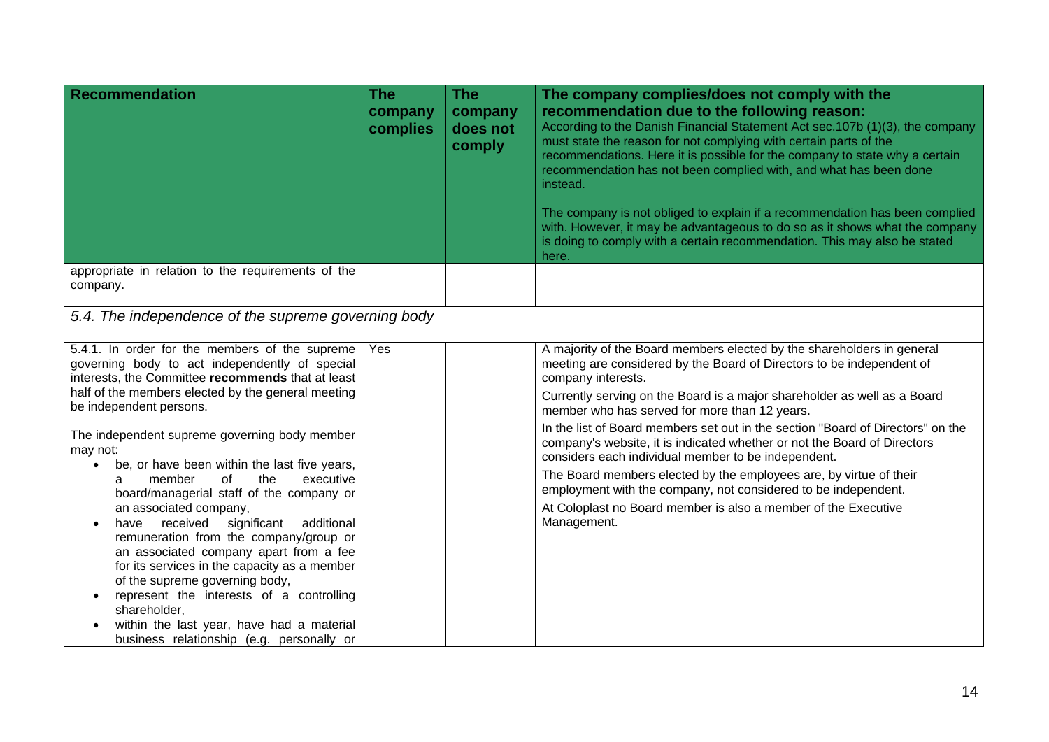| Recommendation | The company complies | The company does not comply | The company complies/does not comply with the recommendation due to the following reason: According to the Danish Financial Statement Act sec.107b (1)(3), the company must state the reason for not complying with certain parts of the recommendations. Here it is possible for the company to state why a certain recommendation has not been complied with, and what has been done instead. The company is not obliged to explain if a recommendation has been complied with. However, it may be advantageous to do so as it shows what the company is doing to comply with a certain recommendation. This may also be stated here. |
|---|---|---|---|
| appropriate in relation to the requirements of the company. | | | |
| *5.4. The independence of the supreme governing body* | | | |
| 5.4.1. In order for the members of the supreme governing body to act independently of special interests, the Committee **recommends** that at least half of the members elected by the general meeting be independent persons. The independent supreme governing body member may not: • be, or have been within the last five years, a member of the executive board/managerial staff of the company or an associated company, • have received significant additional remuneration from the company/group or an associated company apart from a fee for its services in the capacity as a member of the supreme governing body, • represent the interests of a controlling shareholder, • within the last year, have had a material business relationship (e.g. personally or | Yes | | A majority of the Board members elected by the shareholders in general meeting are considered by the Board of Directors to be independent of company interests. Currently serving on the Board is a major shareholder as well as a Board member who has served for more than 12 years. In the list of Board members set out in the section "Board of Directors" on the company's website, it is indicated whether or not the Board of Directors considers each individual member to be independent. The Board members elected by the employees are, by virtue of their employment with the company, not considered to be independent. At Coloplast no Board member is also a member of the Executive Management. |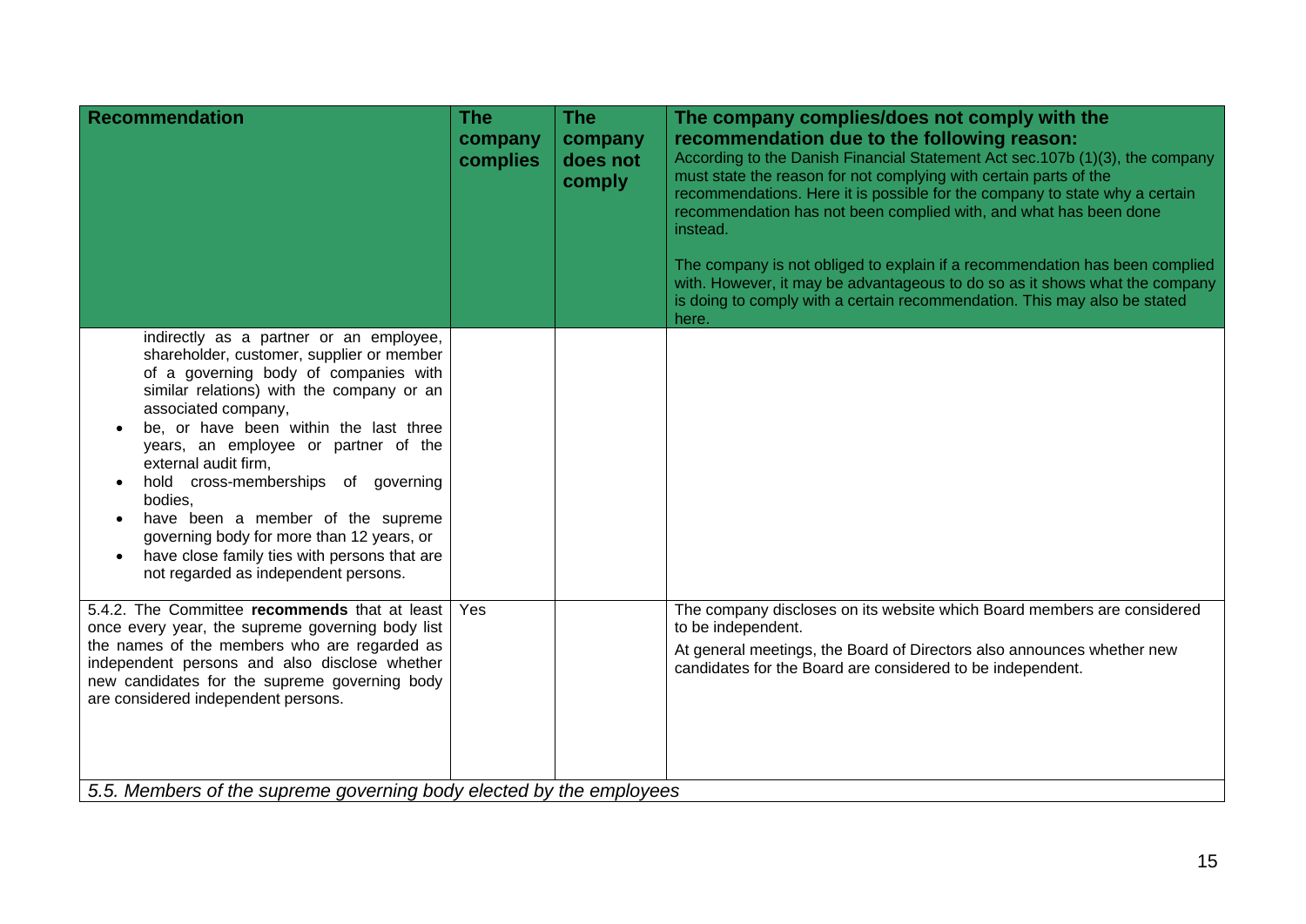| Recommendation | The company complies | The company does not comply | The company complies/does not comply with the recommendation due to the following reason: According to the Danish Financial Statement Act sec.107b (1)(3), the company must state the reason for not complying with certain parts of the recommendations. Here it is possible for the company to state why a certain recommendation has not been complied with, and what has been done instead. The company is not obliged to explain if a recommendation has been complied with. However, it may be advantageous to do so as it shows what the company is doing to comply with a certain recommendation. This may also be stated here. |
|---|---|---|---|
| indirectly as a partner or an employee, shareholder, customer, supplier or member of a governing body of companies with similar relations) with the company or an associated company,<br>• be, or have been within the last three years, an employee or partner of the external audit firm,<br>• hold cross-memberships of governing bodies,<br>• have been a member of the supreme governing body for more than 12 years, or<br>• have close family ties with persons that are not regarded as independent persons. | | | |
| 5.4.2. The Committee **recommends** that at least once every year, the supreme governing body list the names of the members who are regarded as independent persons and also disclose whether new candidates for the supreme governing body are considered independent persons. | Yes | | The company discloses on its website which Board members are considered to be independent.<br>At general meetings, the Board of Directors also announces whether new candidates for the Board are considered to be independent. |
| *5.5. Members of the supreme governing body elected by the employees* | | | |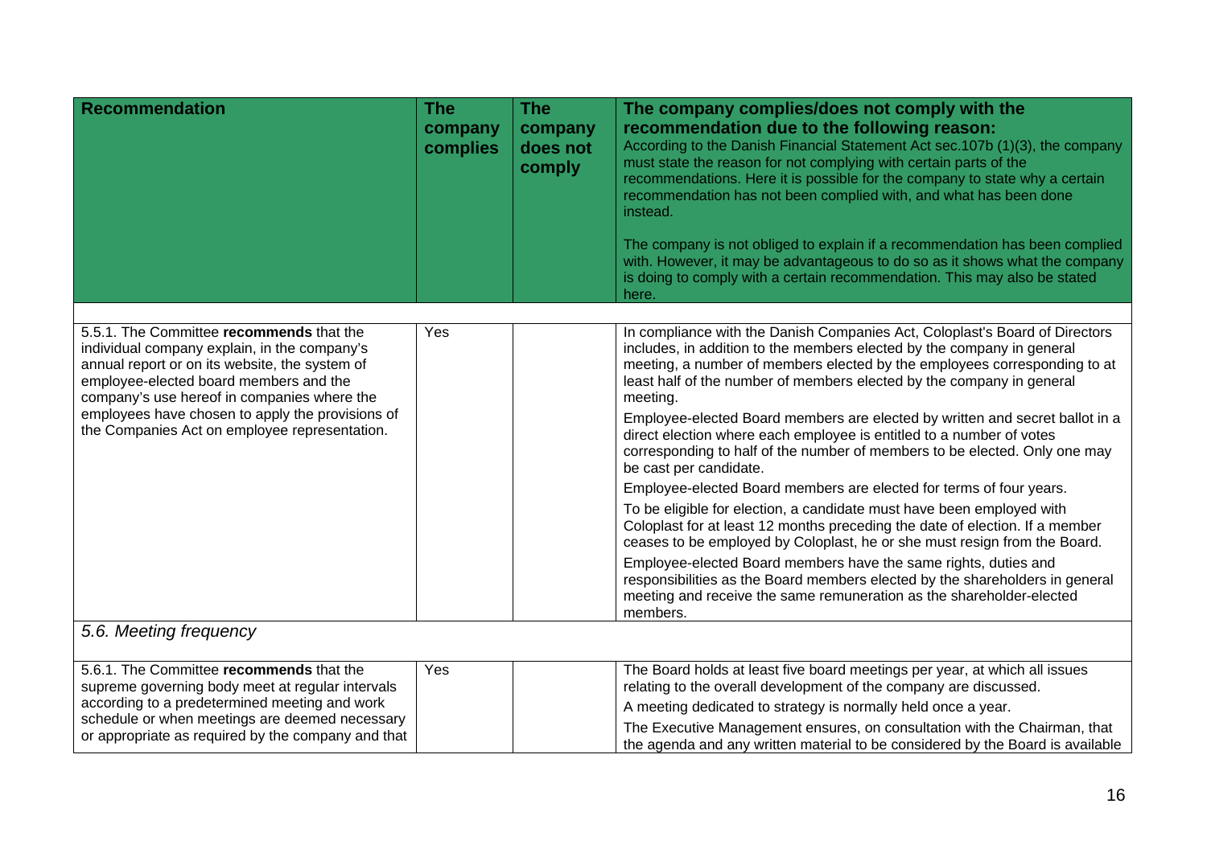| Recommendation | The company complies | The company does not comply | The company complies/does not comply with the recommendation due to the following reason: According to the Danish Financial Statement Act sec.107b (1)(3), the company must state the reason for not complying with certain parts of the recommendations. Here it is possible for the company to state why a certain recommendation has not been complied with, and what has been done instead. The company is not obliged to explain if a recommendation has been complied with. However, it may be advantageous to do so as it shows what the company is doing to comply with a certain recommendation. This may also be stated here. |
|---|---|---|---|
| 5.5.1. The Committee **recommends** that the individual company explain, in the company's annual report or on its website, the system of employee-elected board members and the company's use hereof in companies where the employees have chosen to apply the provisions of the Companies Act on employee representation. | Yes | | In compliance with the Danish Companies Act, Coloplast's Board of Directors includes, in addition to the members elected by the company in general meeting, a number of members elected by the employees corresponding to at least half of the number of members elected by the company in general meeting. Employee-elected Board members are elected by written and secret ballot in a direct election where each employee is entitled to a number of votes corresponding to half of the number of members to be elected. Only one may be cast per candidate. Employee-elected Board members are elected for terms of four years. To be eligible for election, a candidate must have been employed with Coloplast for at least 12 months preceding the date of election. If a member ceases to be employed by Coloplast, he or she must resign from the Board. Employee-elected Board members have the same rights, duties and responsibilities as the Board members elected by the shareholders in general meeting and receive the same remuneration as the shareholder-elected members. |
| *5.6. Meeting frequency* | | | |
| 5.6.1. The Committee **recommends** that the supreme governing body meet at regular intervals according to a predetermined meeting and work schedule or when meetings are deemed necessary or appropriate as required by the company and that | Yes | | The Board holds at least five board meetings per year, at which all issues relating to the overall development of the company are discussed. A meeting dedicated to strategy is normally held once a year. The Executive Management ensures, on consultation with the Chairman, that the agenda and any written material to be considered by the Board is available |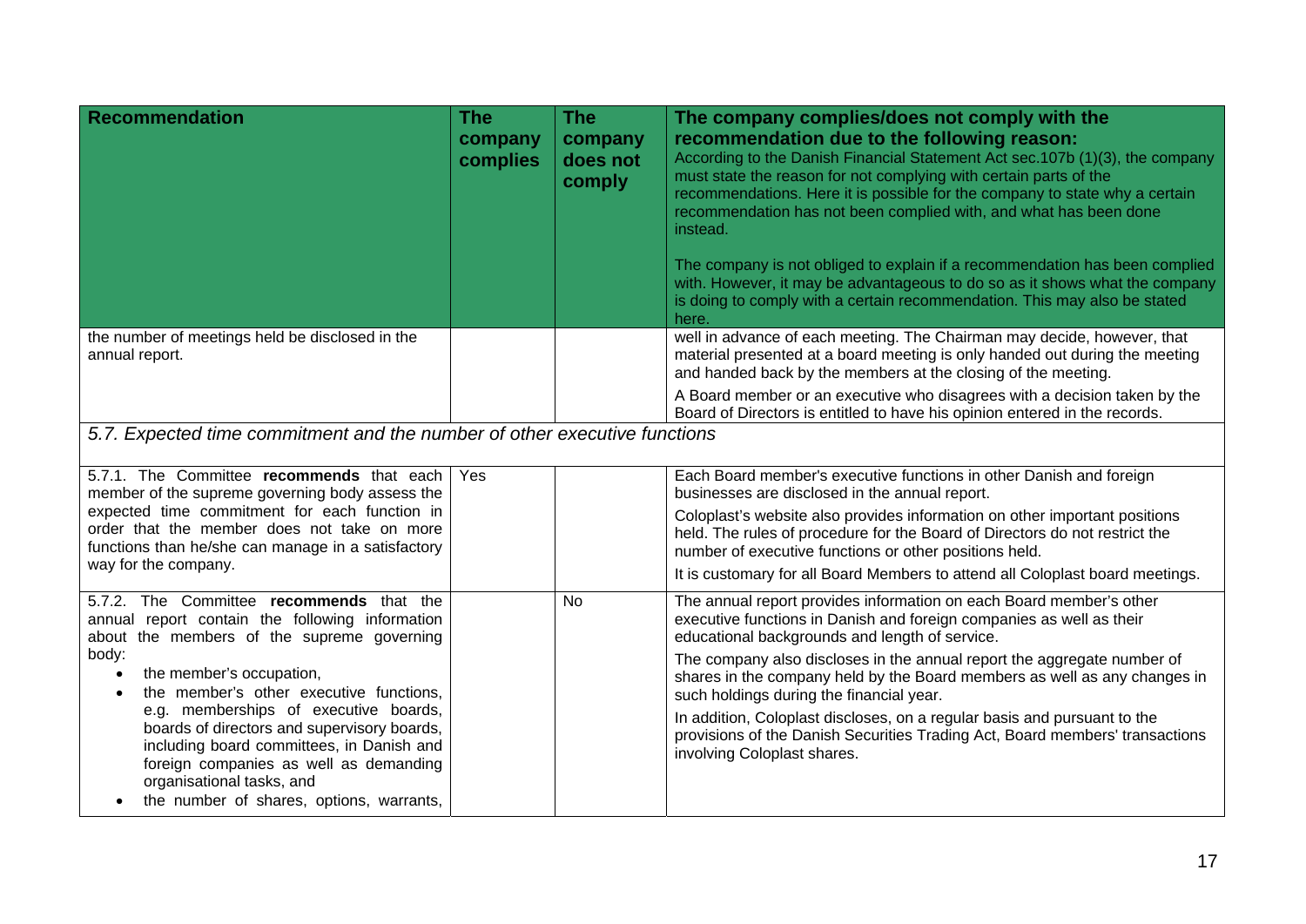| Recommendation | The company complies | The company does not comply | The company complies/does not comply with the recommendation due to the following reason: According to the Danish Financial Statement Act sec.107b (1)(3), the company must state the reason for not complying with certain parts of the recommendations. Here it is possible for the company to state why a certain recommendation has not been complied with, and what has been done instead. The company is not obliged to explain if a recommendation has been complied with. However, it may be advantageous to do so as it shows what the company is doing to comply with a certain recommendation. This may also be stated here. |
|---|---|---|---|
| the number of meetings held be disclosed in the annual report. | | | well in advance of each meeting. The Chairman may decide, however, that material presented at a board meeting is only handed out during the meeting and handed back by the members at the closing of the meeting. A Board member or an executive who disagrees with a decision taken by the Board of Directors is entitled to have his opinion entered in the records. |
| *5.7. Expected time commitment and the number of other executive functions* | | | |
| 5.7.1. The Committee **recommends** that each member of the supreme governing body assess the expected time commitment for each function in order that the member does not take on more functions than he/she can manage in a satisfactory way for the company. | Yes | | Each Board member's executive functions in other Danish and foreign businesses are disclosed in the annual report. Coloplast's website also provides information on other important positions held. The rules of procedure for the Board of Directors do not restrict the number of executive functions or other positions held. It is customary for all Board Members to attend all Coloplast board meetings. |
| 5.7.2. The Committee **recommends** that the annual report contain the following information about the members of the supreme governing body: • the member's occupation, • the member's other executive functions, e.g. memberships of executive boards, boards of directors and supervisory boards, including board committees, in Danish and foreign companies as well as demanding organisational tasks, and • the number of shares, options, warrants, | | No | The annual report provides information on each Board member's other executive functions in Danish and foreign companies as well as their educational backgrounds and length of service. The company also discloses in the annual report the aggregate number of shares in the company held by the Board members as well as any changes in such holdings during the financial year. In addition, Coloplast discloses, on a regular basis and pursuant to the provisions of the Danish Securities Trading Act, Board members' transactions involving Coloplast shares. |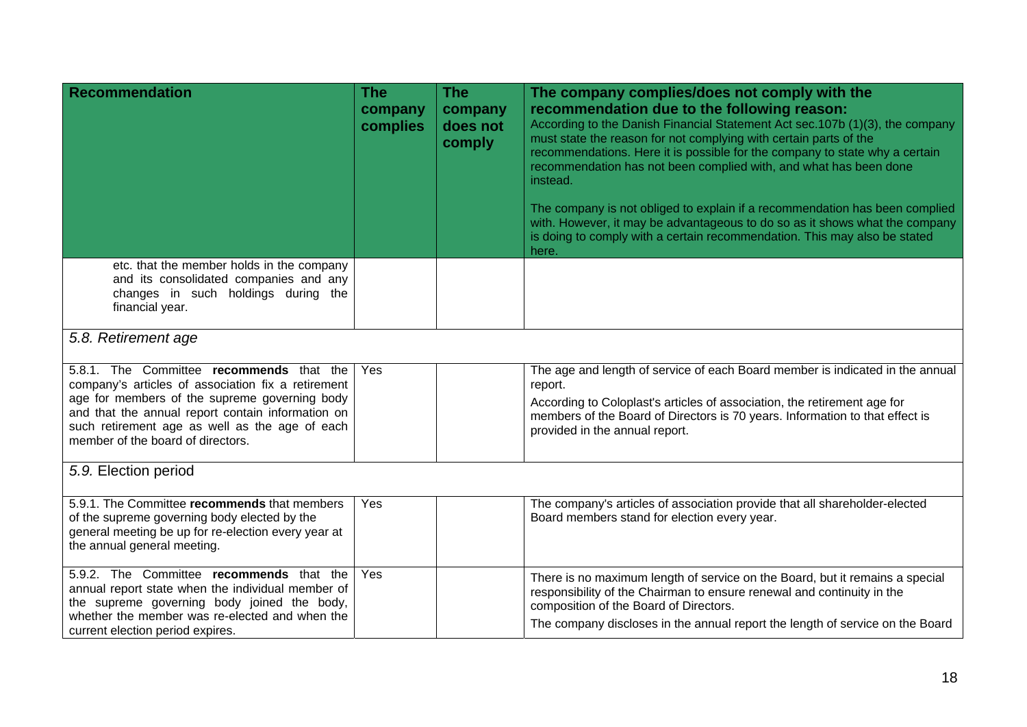| Recommendation | The company complies | The company does not comply | The company complies/does not comply with the recommendation due to the following reason: According to the Danish Financial Statement Act sec.107b (1)(3), the company must state the reason for not complying with certain parts of the recommendations. Here it is possible for the company to state why a certain recommendation has not been complied with, and what has been done instead. The company is not obliged to explain if a recommendation has been complied with. However, it may be advantageous to do so as it shows what the company is doing to comply with a certain recommendation. This may also be stated here. |
|---|---|---|---|
| etc. that the member holds in the company and its consolidated companies and any changes in such holdings during the financial year. | | | |
| *5.8. Retirement age* | | | |
| 5.8.1. The Committee **recommends** that the company's articles of association fix a retirement age for members of the supreme governing body and that the annual report contain information on such retirement age as well as the age of each member of the board of directors. | Yes | | The age and length of service of each Board member is indicated in the annual report. According to Coloplast's articles of association, the retirement age for members of the Board of Directors is 70 years. Information to that effect is provided in the annual report. |
| *5.9.* Election period | | | |
| 5.9.1. The Committee **recommends** that members of the supreme governing body elected by the general meeting be up for re-election every year at the annual general meeting. | Yes | | The company's articles of association provide that all shareholder-elected Board members stand for election every year. |
| 5.9.2. The Committee **recommends** that the annual report state when the individual member of the supreme governing body joined the body, whether the member was re-elected and when the current election period expires. | Yes | | There is no maximum length of service on the Board, but it remains a special responsibility of the Chairman to ensure renewal and continuity in the composition of the Board of Directors. The company discloses in the annual report the length of service on the Board |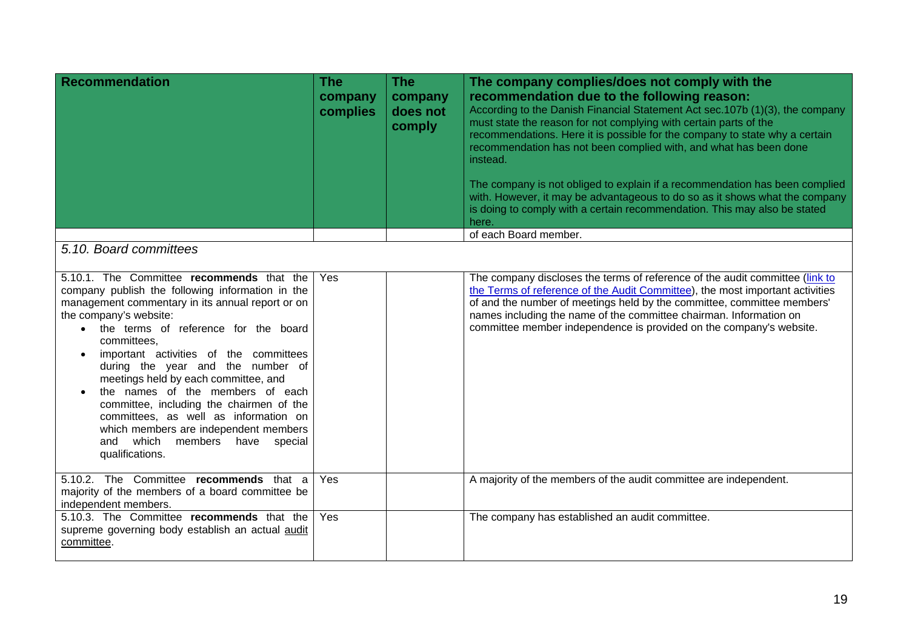| Recommendation | The company complies | The company does not comply | The company complies/does not comply with the recommendation due to the following reason: According to the Danish Financial Statement Act sec.107b (1)(3), the company must state the reason for not complying with certain parts of the recommendations. Here it is possible for the company to state why a certain recommendation has not been complied with, and what has been done instead. The company is not obliged to explain if a recommendation has been complied with. However, it may be advantageous to do so as it shows what the company is doing to comply with a certain recommendation. This may also be stated here. |
|---|---|---|---|
| | | | of each Board member. |
| *5.10. Board committees* | | | |
| 5.10.1. The Committee **recommends** that the company publish the following information in the management commentary in its annual report or on the company's website: • the terms of reference for the board committees, • important activities of the committees during the year and the number of meetings held by each committee, and • the names of the members of each committee, including the chairmen of the committees, as well as information on which members are independent members and which members have special qualifications. | Yes | | The company discloses the terms of reference of the audit committee ([link to the Terms of reference of the Audit Committee]), the most important activities of and the number of meetings held by the committee, committee members' names including the name of the committee chairman. Information on committee member independence is provided on the company's website. |
| 5.10.2. The Committee **recommends** that a majority of the members of a board committee be independent members. | Yes | | A majority of the members of the audit committee are independent. |
| 5.10.3. The Committee **recommends** that the supreme governing body establish an actual audit committee. | Yes | | The company has established an audit committee. |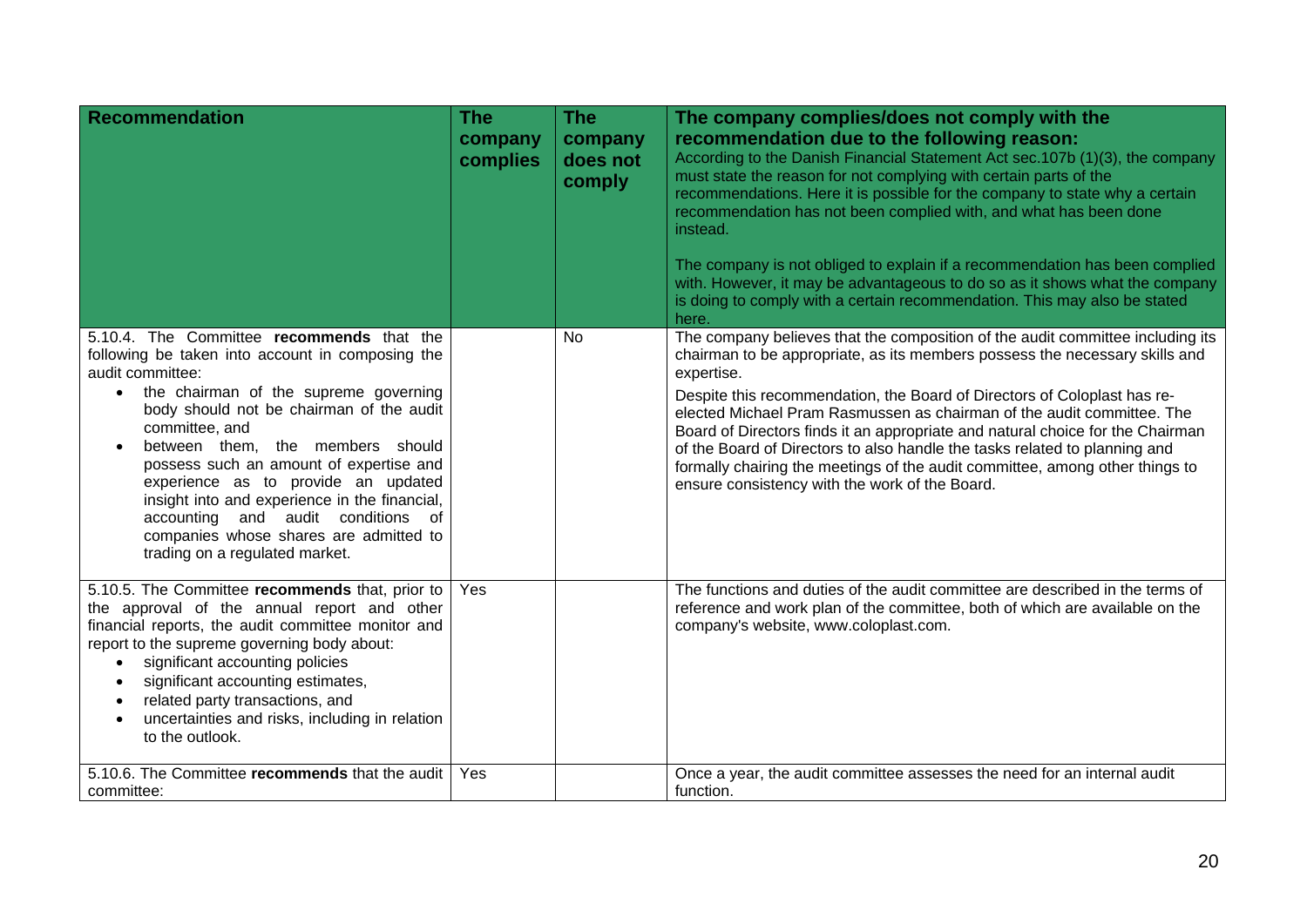| Recommendation | The company complies | The company does not comply | The company complies/does not comply with the recommendation due to the following reason: According to the Danish Financial Statement Act sec.107b (1)(3), the company must state the reason for not complying with certain parts of the recommendations. Here it is possible for the company to state why a certain recommendation has not been complied with, and what has been done instead. The company is not obliged to explain if a recommendation has been complied with. However, it may be advantageous to do so as it shows what the company is doing to comply with a certain recommendation. This may also be stated here. |
| --- | --- | --- | --- |
| 5.10.4. The Committee **recommends** that the following be taken into account in composing the audit committee: • the chairman of the supreme governing body should not be chairman of the audit committee, and • between them, the members should possess such an amount of expertise and experience as to provide an updated insight into and experience in the financial, accounting and audit conditions of companies whose shares are admitted to trading on a regulated market. | | No | The company believes that the composition of the audit committee including its chairman to be appropriate, as its members possess the necessary skills and expertise. Despite this recommendation, the Board of Directors of Coloplast has re-elected Michael Pram Rasmussen as chairman of the audit committee. The Board of Directors finds it an appropriate and natural choice for the Chairman of the Board of Directors to also handle the tasks related to planning and formally chairing the meetings of the audit committee, among other things to ensure consistency with the work of the Board. |
| 5.10.5. The Committee **recommends** that, prior to the approval of the annual report and other financial reports, the audit committee monitor and report to the supreme governing body about: • significant accounting policies • significant accounting estimates, • related party transactions, and • uncertainties and risks, including in relation to the outlook. | Yes | | The functions and duties of the audit committee are described in the terms of reference and work plan of the committee, both of which are available on the company's website, www.coloplast.com. |
| 5.10.6. The Committee **recommends** that the audit committee: | Yes | | Once a year, the audit committee assesses the need for an internal audit function. |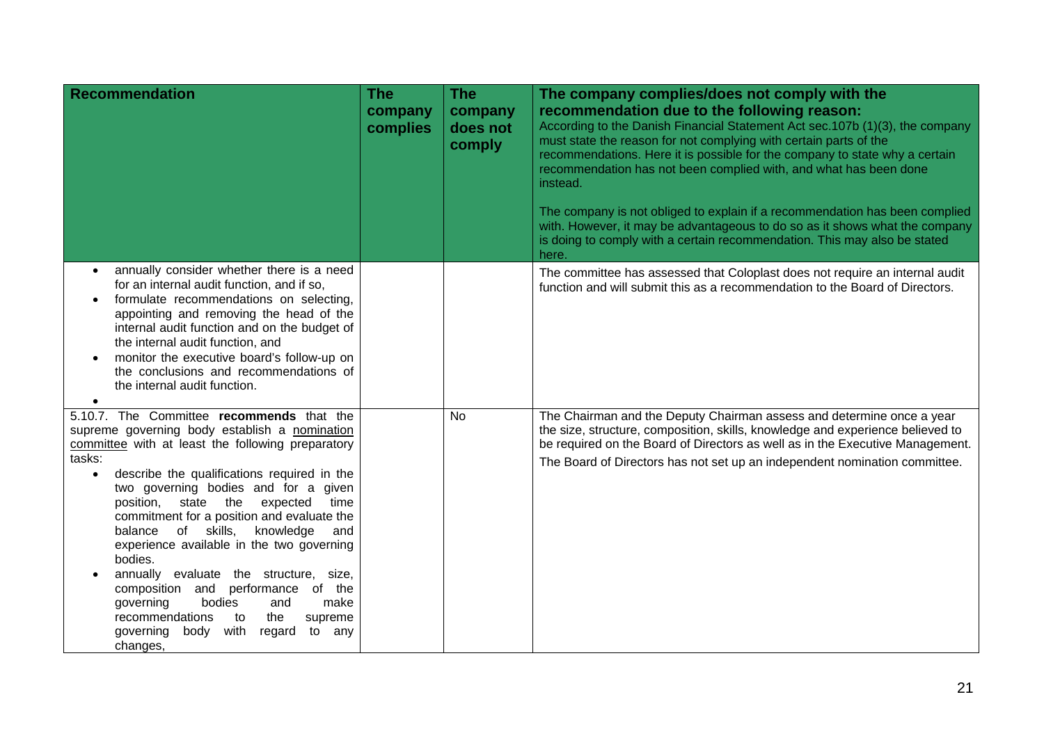| Recommendation | The company complies | The company does not comply | The company complies/does not comply with the recommendation due to the following reason: According to the Danish Financial Statement Act sec.107b (1)(3), the company must state the reason for not complying with certain parts of the recommendations. Here it is possible for the company to state why a certain recommendation has not been complied with, and what has been done instead. The company is not obliged to explain if a recommendation has been complied with. However, it may be advantageous to do so as it shows what the company is doing to comply with a certain recommendation. This may also be stated here. |
|---|---|---|---|
| • annually consider whether there is a need for an internal audit function, and if so, <br> • formulate recommendations on selecting, appointing and removing the head of the internal audit function and on the budget of the internal audit function, and <br> • monitor the executive board's follow-up on the conclusions and recommendations of the internal audit function. <br> • | | | The committee has assessed that Coloplast does not require an internal audit function and will submit this as a recommendation to the Board of Directors. |
| 5.10.7. The Committee **recommends** that the supreme governing body establish a nomination committee with at least the following preparatory tasks: <br> • describe the qualifications required in the two governing bodies and for a given position, state the expected time commitment for a position and evaluate the balance of skills, knowledge and experience available in the two governing bodies. <br> • annually evaluate the structure, size, composition and performance of the governing bodies and make recommendations to the supreme governing body with regard to any changes, | | No | The Chairman and the Deputy Chairman assess and determine once a year the size, structure, composition, skills, knowledge and experience believed to be required on the Board of Directors as well as in the Executive Management. <br><br> The Board of Directors has not set up an independent nomination committee. |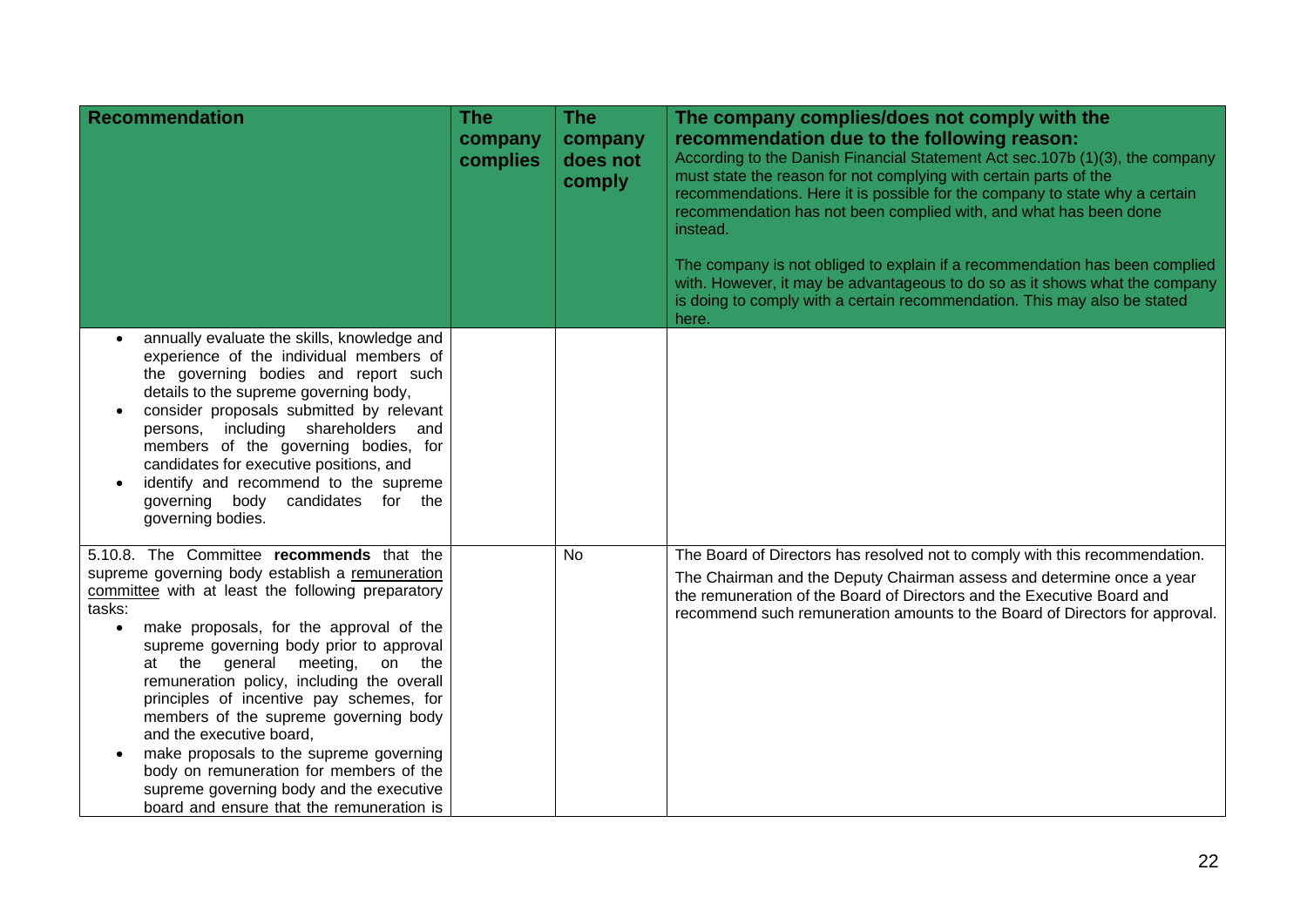| Recommendation | The company complies | The company does not comply | The company complies/does not comply with the recommendation due to the following reason: According to the Danish Financial Statement Act sec.107b (1)(3), the company must state the reason for not complying with certain parts of the recommendations. Here it is possible for the company to state why a certain recommendation has not been complied with, and what has been done instead. The company is not obliged to explain if a recommendation has been complied with. However, it may be advantageous to do so as it shows what the company is doing to comply with a certain recommendation. This may also be stated here. |
|---|---|---|---|
| • annually evaluate the skills, knowledge and experience of the individual members of the governing bodies and report such details to the supreme governing body, • consider proposals submitted by relevant persons, including shareholders and members of the governing bodies, for candidates for executive positions, and • identify and recommend to the supreme governing body candidates for the governing bodies. | | | |
| 5.10.8. The Committee **recommends** that the supreme governing body establish a remuneration committee with at least the following preparatory tasks: • make proposals, for the approval of the supreme governing body prior to approval at the general meeting, on the remuneration policy, including the overall principles of incentive pay schemes, for members of the supreme governing body and the executive board, • make proposals to the supreme governing body on remuneration for members of the supreme governing body and the executive board and ensure that the remuneration is | | No | The Board of Directors has resolved not to comply with this recommendation. The Chairman and the Deputy Chairman assess and determine once a year the remuneration of the Board of Directors and the Executive Board and recommend such remuneration amounts to the Board of Directors for approval. |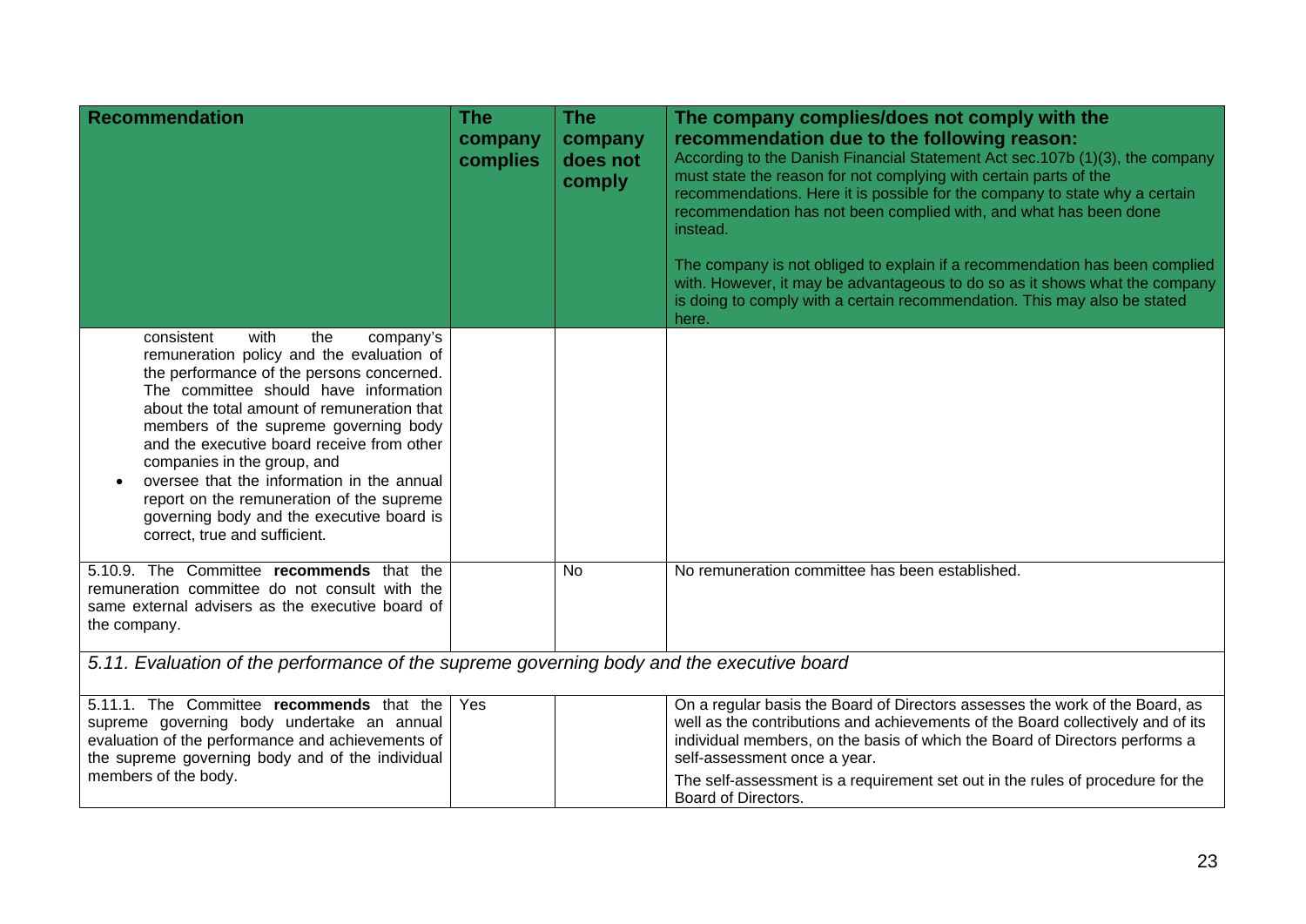| Recommendation | The company complies | The company does not comply | The company complies/does not comply with the recommendation due to the following reason: According to the Danish Financial Statement Act sec.107b (1)(3), the company must state the reason for not complying with certain parts of the recommendations. Here it is possible for the company to state why a certain recommendation has not been complied with, and what has been done instead. The company is not obliged to explain if a recommendation has been complied with. However, it may be advantageous to do so as it shows what the company is doing to comply with a certain recommendation. This may also be stated here. |
|---|---|---|---|
| consistent with the company's remuneration policy and the evaluation of the performance of the persons concerned. The committee should have information about the total amount of remuneration that members of the supreme governing body and the executive board receive from other companies in the group, and<br>• oversee that the information in the annual report on the remuneration of the supreme governing body and the executive board is correct, true and sufficient. | | | |
| 5.10.9. The Committee **recommends** that the remuneration committee do not consult with the same external advisers as the executive board of the company. | | No | No remuneration committee has been established. |
| *5.11. Evaluation of the performance of the supreme governing body and the executive board* | | | |
| 5.11.1. The Committee **recommends** that the supreme governing body undertake an annual evaluation of the performance and achievements of the supreme governing body and of the individual members of the body. | Yes | | On a regular basis the Board of Directors assesses the work of the Board, as well as the contributions and achievements of the Board collectively and of its individual members, on the basis of which the Board of Directors performs a self-assessment once a year.<br>The self-assessment is a requirement set out in the rules of procedure for the Board of Directors. |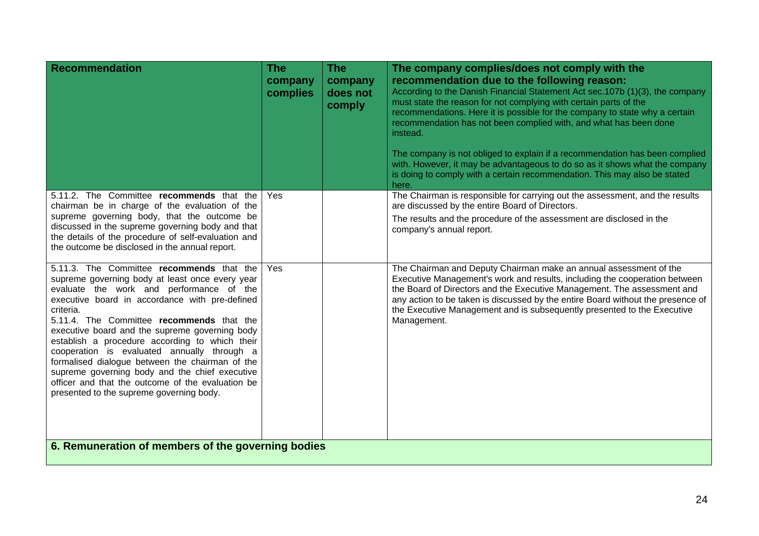| Recommendation | The company complies | The company does not comply | The company complies/does not comply with the recommendation due to the following reason: According to the Danish Financial Statement Act sec.107b (1)(3), the company must state the reason for not complying with certain parts of the recommendations. Here it is possible for the company to state why a certain recommendation has not been complied with, and what has been done instead. The company is not obliged to explain if a recommendation has been complied with. However, it may be advantageous to do so as it shows what the company is doing to comply with a certain recommendation. This may also be stated here. |
|---|---|---|---|
| 5.11.2. The Committee **recommends** that the chairman be in charge of the evaluation of the supreme governing body, that the outcome be discussed in the supreme governing body and that the details of the procedure of self-evaluation and the outcome be disclosed in the annual report. | Yes | | The Chairman is responsible for carrying out the assessment, and the results are discussed by the entire Board of Directors. The results and the procedure of the assessment are disclosed in the company's annual report. |
| 5.11.3. The Committee **recommends** that the supreme governing body at least once every year evaluate the work and performance of the executive board in accordance with pre-defined criteria. 5.11.4. The Committee **recommends** that the executive board and the supreme governing body establish a procedure according to which their cooperation is evaluated annually through a formalised dialogue between the chairman of the supreme governing body and the chief executive officer and that the outcome of the evaluation be presented to the supreme governing body. | Yes | | The Chairman and Deputy Chairman make an annual assessment of the Executive Management's work and results, including the cooperation between the Board of Directors and the Executive Management. The assessment and any action to be taken is discussed by the entire Board without the presence of the Executive Management and is subsequently presented to the Executive Management. |
| **6. Remuneration of members of the governing bodies** | | | |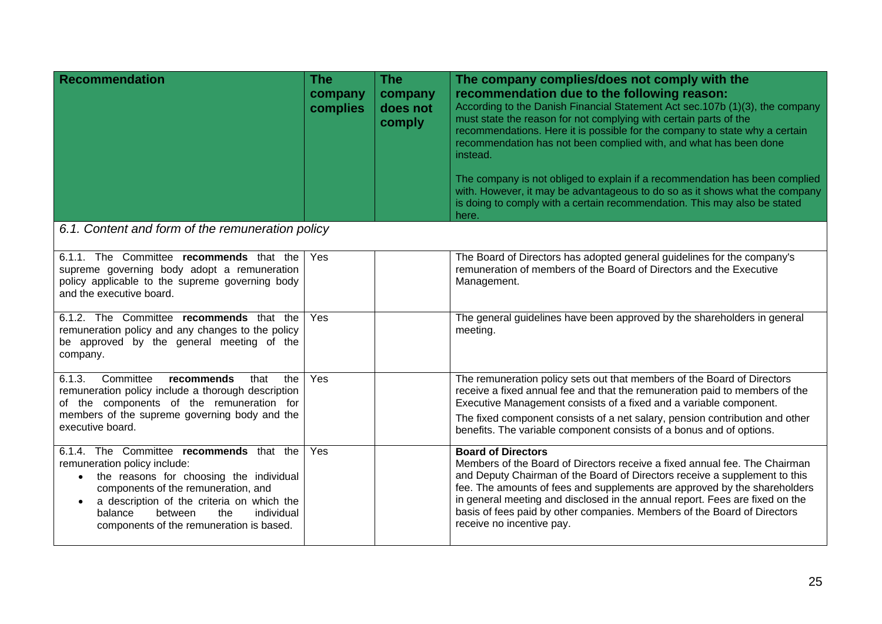| Recommendation | The company complies | The company does not comply | The company complies/does not comply with the recommendation due to the following reason: According to the Danish Financial Statement Act sec.107b (1)(3), the company must state the reason for not complying with certain parts of the recommendations. Here it is possible for the company to state why a certain recommendation has not been complied with, and what has been done instead. The company is not obliged to explain if a recommendation has been complied with. However, it may be advantageous to do so as it shows what the company is doing to comply with a certain recommendation. This may also be stated here. |
|---|---|---|---|
| *6.1. Content and form of the remuneration policy* | | | |
| 6.1.1. The Committee **recommends** that the supreme governing body adopt a remuneration policy applicable to the supreme governing body and the executive board. | Yes | | The Board of Directors has adopted general guidelines for the company's remuneration of members of the Board of Directors and the Executive Management. |
| 6.1.2. The Committee **recommends** that the remuneration policy and any changes to the policy be approved by the general meeting of the company. | Yes | | The general guidelines have been approved by the shareholders in general meeting. |
| 6.1.3. Committee **recommends** that the remuneration policy include a thorough description of the components of the remuneration for members of the supreme governing body and the executive board. | Yes | | The remuneration policy sets out that members of the Board of Directors receive a fixed annual fee and that the remuneration paid to members of the Executive Management consists of a fixed and a variable component. The fixed component consists of a net salary, pension contribution and other benefits. The variable component consists of a bonus and of options. |
| 6.1.4. The Committee **recommends** that the remuneration policy include: • the reasons for choosing the individual components of the remuneration, and • a description of the criteria on which the balance between the individual components of the remuneration is based. | Yes | | **Board of Directors** Members of the Board of Directors receive a fixed annual fee. The Chairman and Deputy Chairman of the Board of Directors receive a supplement to this fee. The amounts of fees and supplements are approved by the shareholders in general meeting and disclosed in the annual report. Fees are fixed on the basis of fees paid by other companies. Members of the Board of Directors receive no incentive pay. |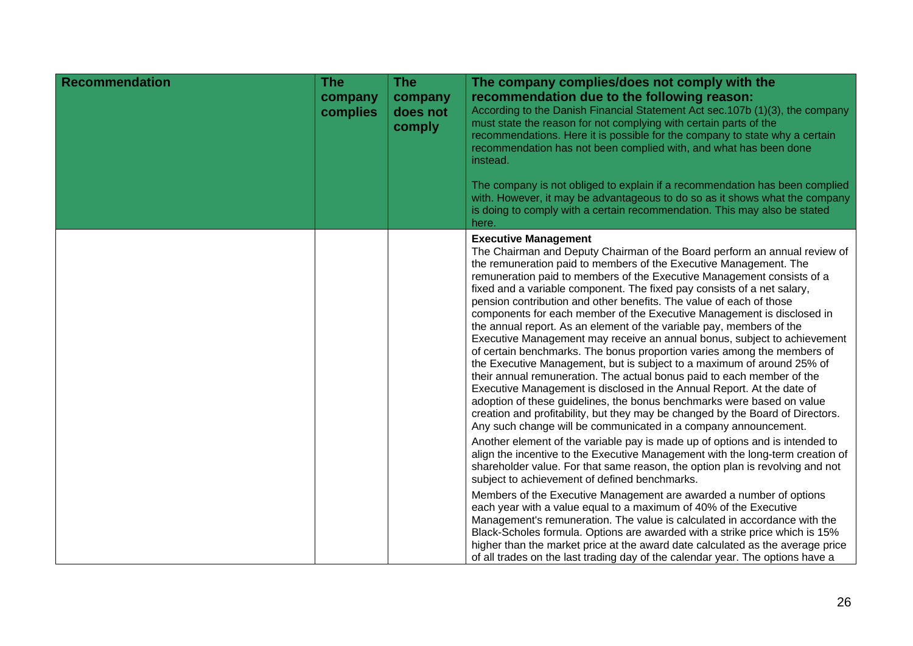| Recommendation | The company complies | The company does not comply | The company complies/does not comply with the recommendation due to the following reason:<br>According to the Danish Financial Statement Act sec.107b (1)(3), the company must state the reason for not complying with certain parts of the recommendations. Here it is possible for the company to state why a certain recommendation has not been complied with, and what has been done instead.<br><br>The company is not obliged to explain if a recommendation has been complied with. However, it may be advantageous to do so as it shows what the company is doing to comply with a certain recommendation. This may also be stated here. |
| --- | --- | --- | --- |
| | | | **Executive Management**<br>The Chairman and Deputy Chairman of the Board perform an annual review of the remuneration paid to members of the Executive Management. The remuneration paid to members of the Executive Management consists of a fixed and a variable component. The fixed pay consists of a net salary, pension contribution and other benefits. The value of each of those components for each member of the Executive Management is disclosed in the annual report. As an element of the variable pay, members of the Executive Management may receive an annual bonus, subject to achievement of certain benchmarks. The bonus proportion varies among the members of the Executive Management, but is subject to a maximum of around 25% of their annual remuneration. The actual bonus paid to each member of the Executive Management is disclosed in the Annual Report. At the date of adoption of these guidelines, the bonus benchmarks were based on value creation and profitability, but they may be changed by the Board of Directors. Any such change will be communicated in a company announcement.<br><br>Another element of the variable pay is made up of options and is intended to align the incentive to the Executive Management with the long-term creation of shareholder value. For that same reason, the option plan is revolving and not subject to achievement of defined benchmarks.<br><br>Members of the Executive Management are awarded a number of options each year with a value equal to a maximum of 40% of the Executive Management's remuneration. The value is calculated in accordance with the Black-Scholes formula. Options are awarded with a strike price which is 15% higher than the market price at the award date calculated as the average price of all trades on the last trading day of the calendar year. The options have a |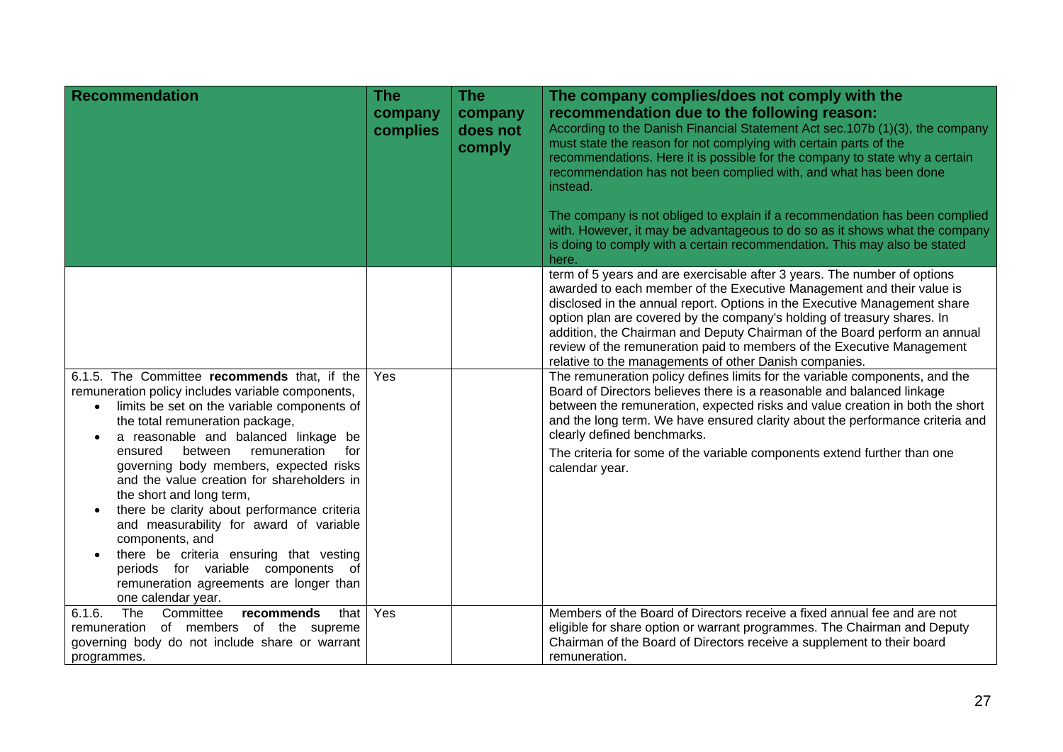| Recommendation | The company complies | The company does not comply | The company complies/does not comply with the recommendation due to the following reason: According to the Danish Financial Statement Act sec.107b (1)(3), the company must state the reason for not complying with certain parts of the recommendations. Here it is possible for the company to state why a certain recommendation has not been complied with, and what has been done instead. The company is not obliged to explain if a recommendation has been complied with. However, it may be advantageous to do so as it shows what the company is doing to comply with a certain recommendation. This may also be stated here. |
|---|---|---|---|
| | | | term of 5 years and are exercisable after 3 years. The number of options awarded to each member of the Executive Management and their value is disclosed in the annual report. Options in the Executive Management share option plan are covered by the company's holding of treasury shares. In addition, the Chairman and Deputy Chairman of the Board perform an annual review of the remuneration paid to members of the Executive Management relative to the managements of other Danish companies. |
| 6.1.5. The Committee **recommends** that, if the remuneration policy includes variable components, <br>• limits be set on the variable components of the total remuneration package, <br>• a reasonable and balanced linkage be ensured between remuneration for governing body members, expected risks and the value creation for shareholders in the short and long term, <br>• there be clarity about performance criteria and measurability for award of variable components, and <br>• there be criteria ensuring that vesting periods for variable components of remuneration agreements are longer than one calendar year. | Yes | | The remuneration policy defines limits for the variable components, and the Board of Directors believes there is a reasonable and balanced linkage between the remuneration, expected risks and value creation in both the short and the long term. We have ensured clarity about the performance criteria and clearly defined benchmarks. <br><br>The criteria for some of the variable components extend further than one calendar year. |
| 6.1.6. The Committee **recommends** that remuneration of members of the supreme governing body do not include share or warrant programmes. | Yes | | Members of the Board of Directors receive a fixed annual fee and are not eligible for share option or warrant programmes. The Chairman and Deputy Chairman of the Board of Directors receive a supplement to their board remuneration. |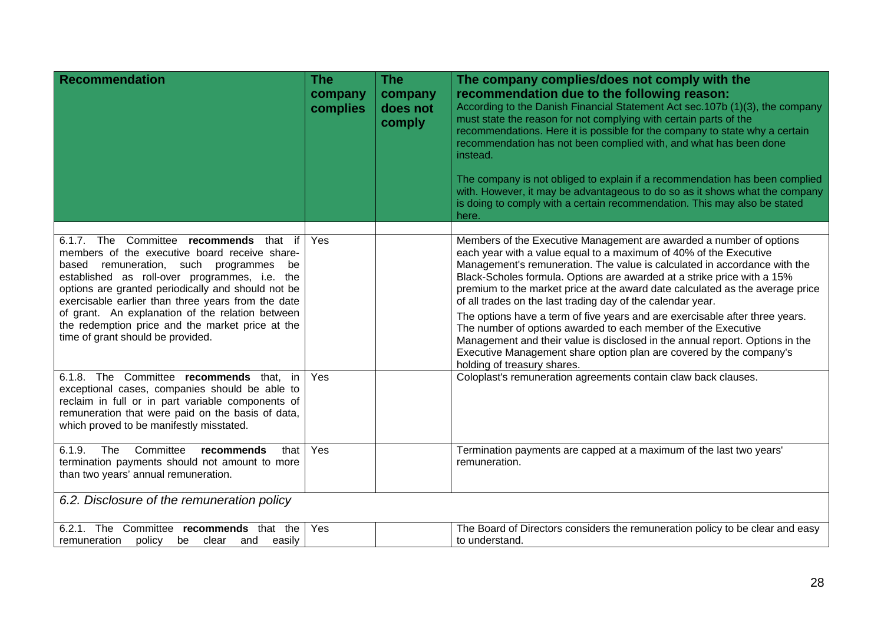| Recommendation | The company complies | The company does not comply | The company complies/does not comply with the recommendation due to the following reason: According to the Danish Financial Statement Act sec.107b (1)(3), the company must state the reason for not complying with certain parts of the recommendations. Here it is possible for the company to state why a certain recommendation has not been complied with, and what has been done instead. The company is not obliged to explain if a recommendation has been complied with. However, it may be advantageous to do so as it shows what the company is doing to comply with a certain recommendation. This may also be stated here. |
|---|---|---|---|
| | | | |
| 6.1.7. The Committee **recommends** that if members of the executive board receive share-based remuneration, such programmes be established as roll-over programmes, i.e. the options are granted periodically and should not be exercisable earlier than three years from the date of grant. An explanation of the relation between the redemption price and the market price at the time of grant should be provided. | Yes | | Members of the Executive Management are awarded a number of options each year with a value equal to a maximum of 40% of the Executive Management's remuneration. The value is calculated in accordance with the Black-Scholes formula. Options are awarded at a strike price with a 15% premium to the market price at the award date calculated as the average price of all trades on the last trading day of the calendar year. The options have a term of five years and are exercisable after three years. The number of options awarded to each member of the Executive Management and their value is disclosed in the annual report. Options in the Executive Management share option plan are covered by the company's holding of treasury shares. |
| 6.1.8. The Committee **recommends** that, in exceptional cases, companies should be able to reclaim in full or in part variable components of remuneration that were paid on the basis of data, which proved to be manifestly misstated. | Yes | | Coloplast's remuneration agreements contain claw back clauses. |
| 6.1.9. The Committee **recommends** that termination payments should not amount to more than two years' annual remuneration. | Yes | | Termination payments are capped at a maximum of the last two years' remuneration. |
| *6.2. Disclosure of the remuneration policy* | | | |
| 6.2.1. The Committee **recommends** that the remuneration policy be clear and easily | Yes | | The Board of Directors considers the remuneration policy to be clear and easy to understand. |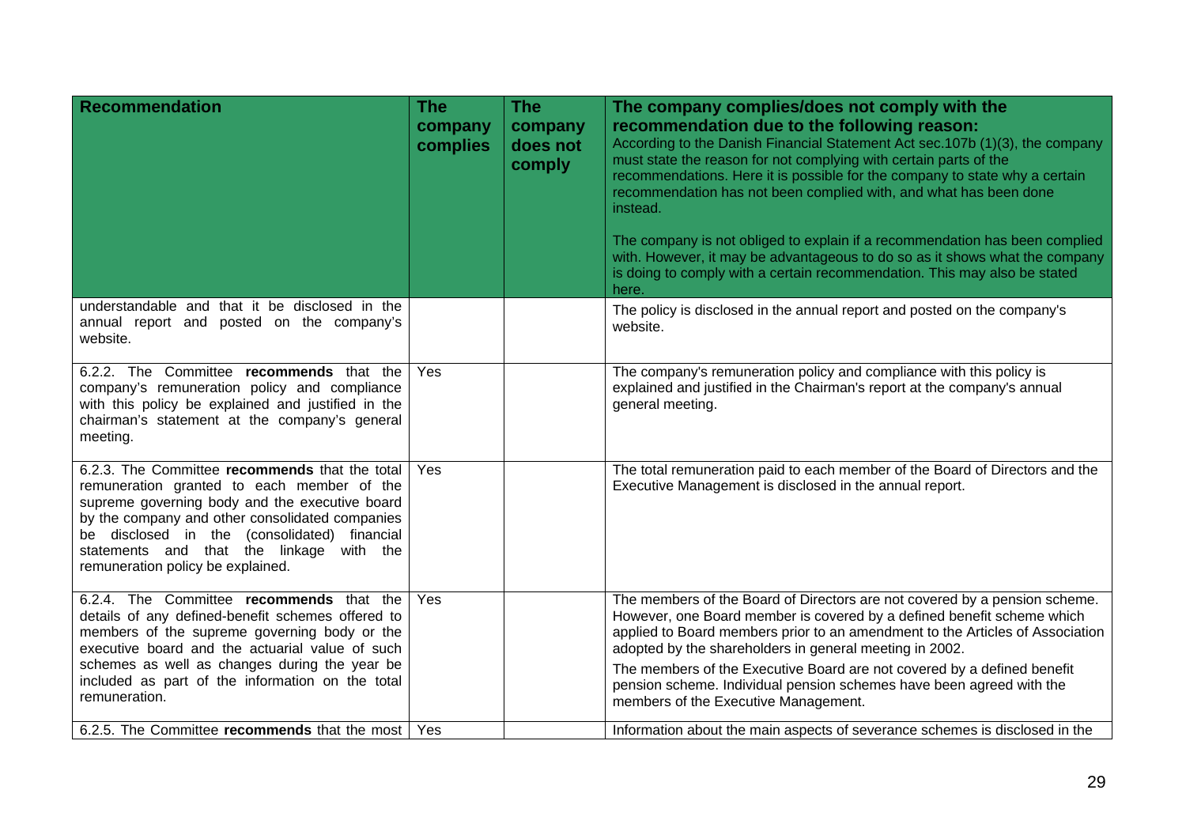| Recommendation | The company complies | The company does not comply | **The company complies/does not comply with the recommendation due to the following reason:** According to the Danish Financial Statement Act sec.107b (1)(3), the company must state the reason for not complying with certain parts of the recommendations. Here it is possible for the company to state why a certain recommendation has not been complied with, and what has been done instead. The company is not obliged to explain if a recommendation has been complied with. However, it may be advantageous to do so as it shows what the company is doing to comply with a certain recommendation. This may also be stated here. |
|---|---|---|---|
| understandable and that it be disclosed in the annual report and posted on the company's website. | | | The policy is disclosed in the annual report and posted on the company's website. |
| 6.2.2. The Committee **recommends** that the company's remuneration policy and compliance with this policy be explained and justified in the chairman's statement at the company's general meeting. | Yes | | The company's remuneration policy and compliance with this policy is explained and justified in the Chairman's report at the company's annual general meeting. |
| 6.2.3. The Committee **recommends** that the total remuneration granted to each member of the supreme governing body and the executive board by the company and other consolidated companies be disclosed in the (consolidated) financial statements and that the linkage with the remuneration policy be explained. | Yes | | The total remuneration paid to each member of the Board of Directors and the Executive Management is disclosed in the annual report. |
| 6.2.4. The Committee **recommends** that the details of any defined-benefit schemes offered to members of the supreme governing body or the executive board and the actuarial value of such schemes as well as changes during the year be included as part of the information on the total remuneration. | Yes | | The members of the Board of Directors are not covered by a pension scheme. However, one Board member is covered by a defined benefit scheme which applied to Board members prior to an amendment to the Articles of Association adopted by the shareholders in general meeting in 2002. The members of the Executive Board are not covered by a defined benefit pension scheme. Individual pension schemes have been agreed with the members of the Executive Management. |
| 6.2.5. The Committee **recommends** that the most | Yes | | Information about the main aspects of severance schemes is disclosed in the |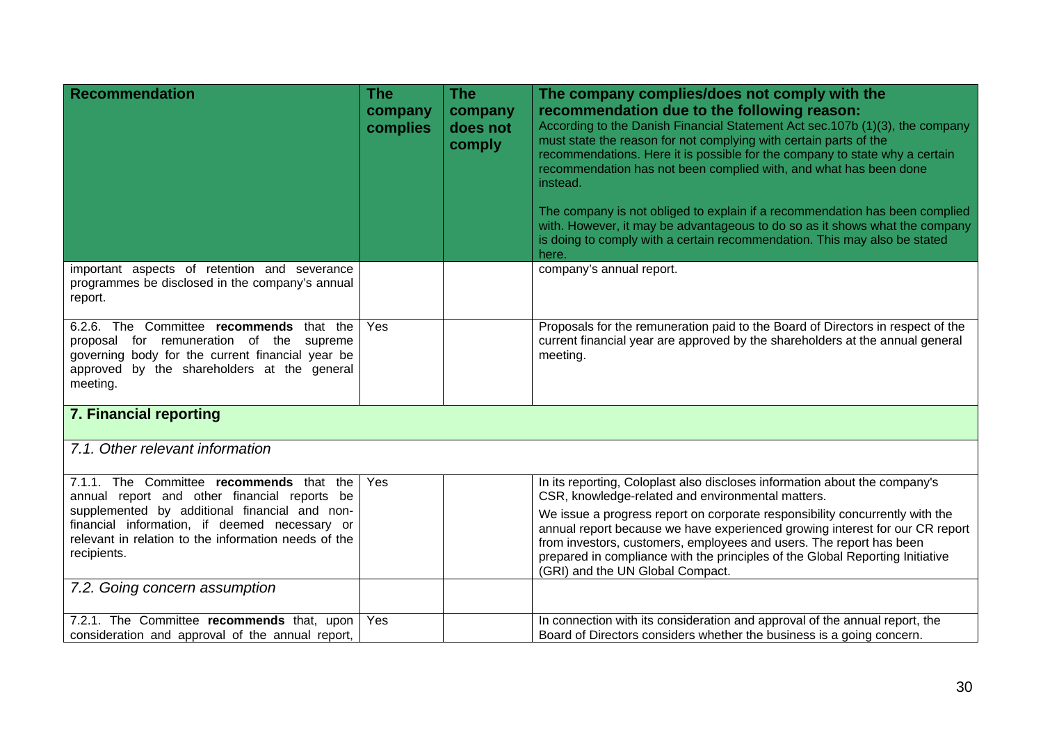| Recommendation | The company complies | The company does not comply | The company complies/does not comply with the recommendation due to the following reason: According to the Danish Financial Statement Act sec.107b (1)(3), the company must state the reason for not complying with certain parts of the recommendations. Here it is possible for the company to state why a certain recommendation has not been complied with, and what has been done instead. The company is not obliged to explain if a recommendation has been complied with. However, it may be advantageous to do so as it shows what the company is doing to comply with a certain recommendation. This may also be stated here. |
|---|---|---|---|
| important aspects of retention and severance programmes be disclosed in the company's annual report. | | | company's annual report. |
| 6.2.6. The Committee **recommends** that the proposal for remuneration of the supreme governing body for the current financial year be approved by the shareholders at the general meeting. | Yes | | Proposals for the remuneration paid to the Board of Directors in respect of the current financial year are approved by the shareholders at the annual general meeting. |
| **7. Financial reporting** | | | |
| *7.1. Other relevant information* | | | |
| 7.1.1. The Committee **recommends** that the annual report and other financial reports be supplemented by additional financial and non-financial information, if deemed necessary or relevant in relation to the information needs of the recipients. | Yes | | In its reporting, Coloplast also discloses information about the company's CSR, knowledge-related and environmental matters.<br><br>We issue a progress report on corporate responsibility concurrently with the annual report because we have experienced growing interest for our CR report from investors, customers, employees and users. The report has been prepared in compliance with the principles of the Global Reporting Initiative (GRI) and the UN Global Compact. |
| *7.2. Going concern assumption* | | | |
| 7.2.1. The Committee **recommends** that, upon consideration and approval of the annual report, | Yes | | In connection with its consideration and approval of the annual report, the Board of Directors considers whether the business is a going concern. |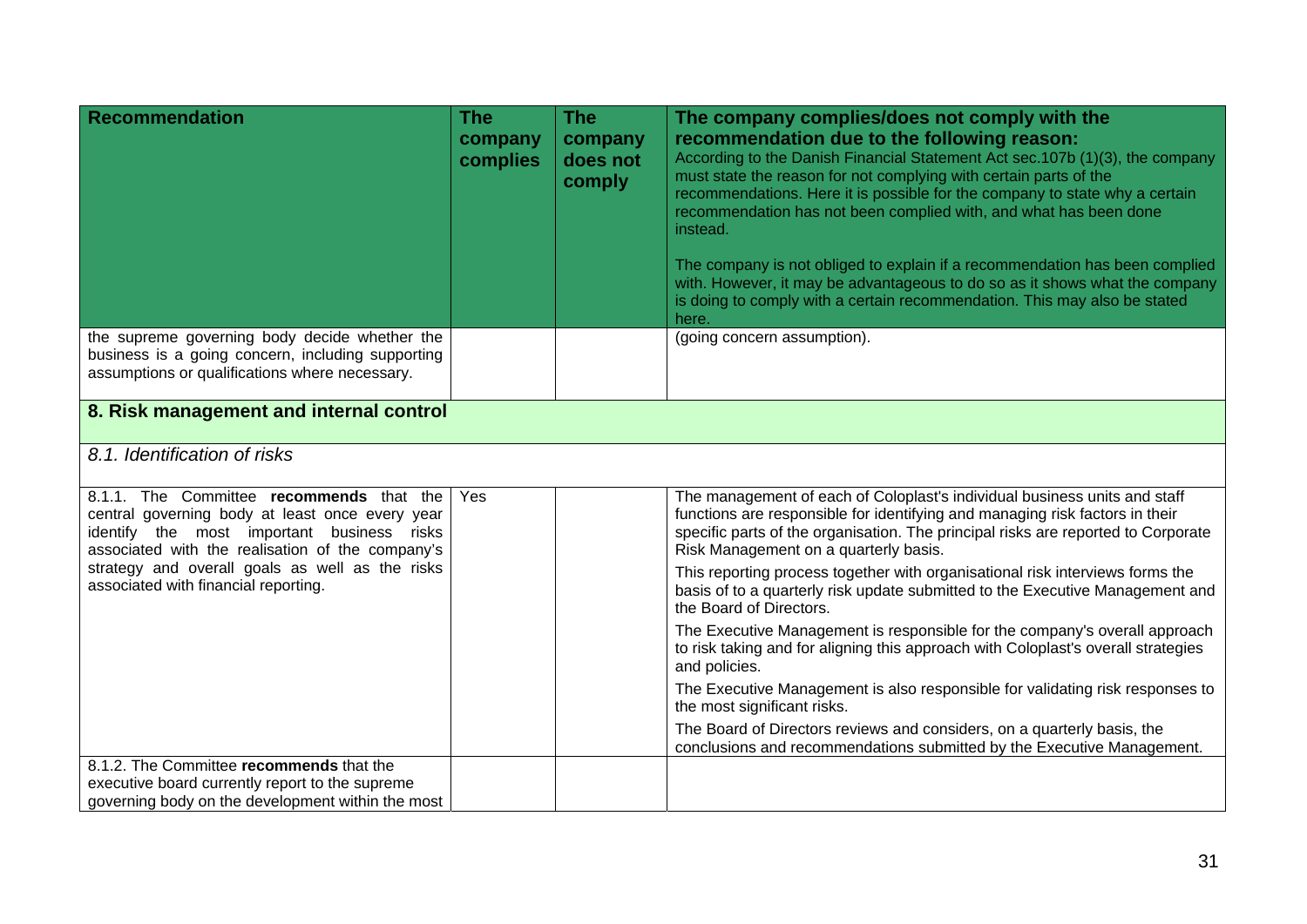| Recommendation | The company complies | The company does not comply | The company complies/does not comply with the recommendation due to the following reason: According to the Danish Financial Statement Act sec.107b (1)(3), the company must state the reason for not complying with certain parts of the recommendations. Here it is possible for the company to state why a certain recommendation has not been complied with, and what has been done instead. The company is not obliged to explain if a recommendation has been complied with. However, it may be advantageous to do so as it shows what the company is doing to comply with a certain recommendation. This may also be stated here. |
|---|---|---|---|
| the supreme governing body decide whether the business is a going concern, including supporting assumptions or qualifications where necessary. | | | (going concern assumption). |
| **8. Risk management and internal control** | | | |
| *8.1. Identification of risks* | | | |
| 8.1.1. The Committee **recommends** that the central governing body at least once every year identify the most important business risks associated with the realisation of the company's strategy and overall goals as well as the risks associated with financial reporting. | Yes | | The management of each of Coloplast's individual business units and staff functions are responsible for identifying and managing risk factors in their specific parts of the organisation. The principal risks are reported to Corporate Risk Management on a quarterly basis. This reporting process together with organisational risk interviews forms the basis of to a quarterly risk update submitted to the Executive Management and the Board of Directors. The Executive Management is responsible for the company's overall approach to risk taking and for aligning this approach with Coloplast's overall strategies and policies. The Executive Management is also responsible for validating risk responses to the most significant risks. The Board of Directors reviews and considers, on a quarterly basis, the conclusions and recommendations submitted by the Executive Management. |
| 8.1.2. The Committee **recommends** that the executive board currently report to the supreme governing body on the development within the most | | | |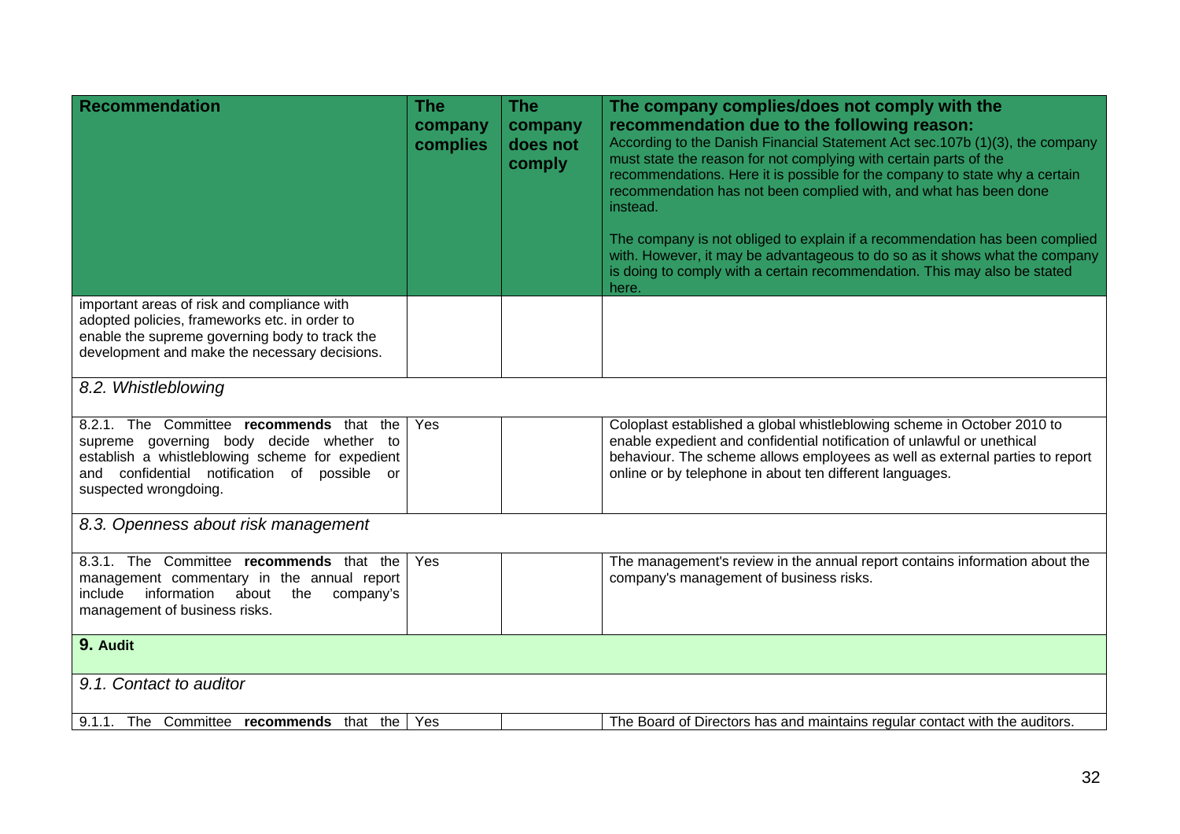| Recommendation | The company complies | The company does not comply | The company complies/does not comply with the recommendation due to the following reason: According to the Danish Financial Statement Act sec.107b (1)(3), the company must state the reason for not complying with certain parts of the recommendations. Here it is possible for the company to state why a certain recommendation has not been complied with, and what has been done instead. The company is not obliged to explain if a recommendation has been complied with. However, it may be advantageous to do so as it shows what the company is doing to comply with a certain recommendation. This may also be stated here. |
|---|---|---|---|
| important areas of risk and compliance with adopted policies, frameworks etc. in order to enable the supreme governing body to track the development and make the necessary decisions. | | | |
| *8.2. Whistleblowing* | | | |
| 8.2.1. The Committee **recommends** that the supreme governing body decide whether to establish a whistleblowing scheme for expedient and confidential notification of possible or suspected wrongdoing. | Yes | | Coloplast established a global whistleblowing scheme in October 2010 to enable expedient and confidential notification of unlawful or unethical behaviour. The scheme allows employees as well as external parties to report online or by telephone in about ten different languages. |
| *8.3. Openness about risk management* | | | |
| 8.3.1. The Committee **recommends** that the management commentary in the annual report include information about the company's management of business risks. | Yes | | The management's review in the annual report contains information about the company's management of business risks. |
| **9. Audit** | | | |
| *9.1. Contact to auditor* | | | |
| 9.1.1. The Committee **recommends** that the | Yes | | The Board of Directors has and maintains regular contact with the auditors. |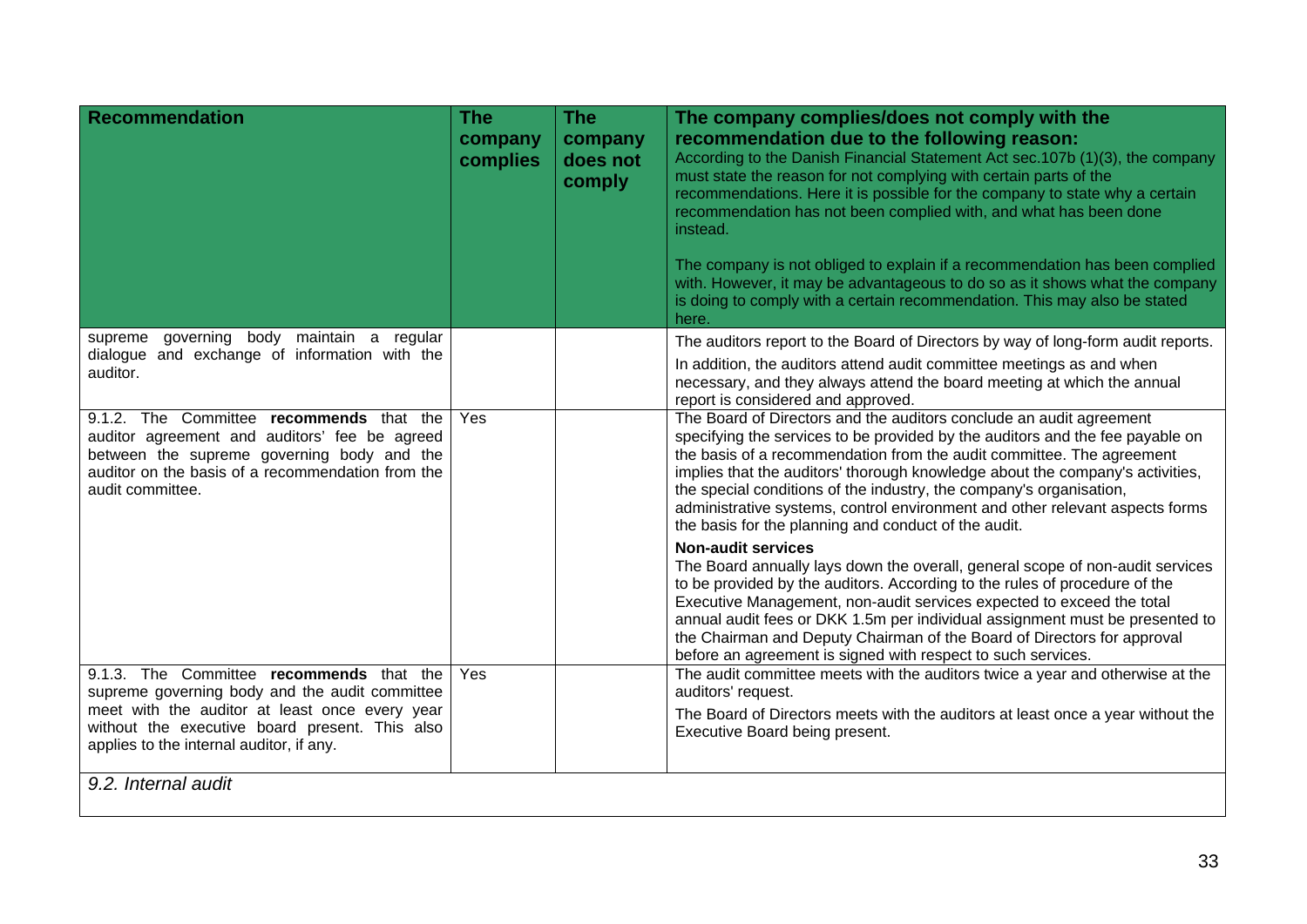| Recommendation | The company complies | The company does not comply | The company complies/does not comply with the recommendation due to the following reason: According to the Danish Financial Statement Act sec.107b (1)(3), the company must state the reason for not complying with certain parts of the recommendations. Here it is possible for the company to state why a certain recommendation has not been complied with, and what has been done instead. The company is not obliged to explain if a recommendation has been complied with. However, it may be advantageous to do so as it shows what the company is doing to comply with a certain recommendation. This may also be stated here. |
|---|---|---|---|
| supreme governing body maintain a regular dialogue and exchange of information with the auditor. | | | The auditors report to the Board of Directors by way of long-form audit reports. In addition, the auditors attend audit committee meetings as and when necessary, and they always attend the board meeting at which the annual report is considered and approved. |
| 9.1.2. The Committee **recommends** that the auditor agreement and auditors' fee be agreed between the supreme governing body and the auditor on the basis of a recommendation from the audit committee. | Yes | | The Board of Directors and the auditors conclude an audit agreement specifying the services to be provided by the auditors and the fee payable on the basis of a recommendation from the audit committee. The agreement implies that the auditors' thorough knowledge about the company's activities, the special conditions of the industry, the company's organisation, administrative systems, control environment and other relevant aspects forms the basis for the planning and conduct of the audit. **Non-audit services** The Board annually lays down the overall, general scope of non-audit services to be provided by the auditors. According to the rules of procedure of the Executive Management, non-audit services expected to exceed the total annual audit fees or DKK 1.5m per individual assignment must be presented to the Chairman and Deputy Chairman of the Board of Directors for approval before an agreement is signed with respect to such services. |
| 9.1.3. The Committee **recommends** that the supreme governing body and the audit committee meet with the auditor at least once every year without the executive board present. This also applies to the internal auditor, if any. | Yes | | The audit committee meets with the auditors twice a year and otherwise at the auditors' request. The Board of Directors meets with the auditors at least once a year without the Executive Board being present. |
| *9.2. Internal audit* | | | |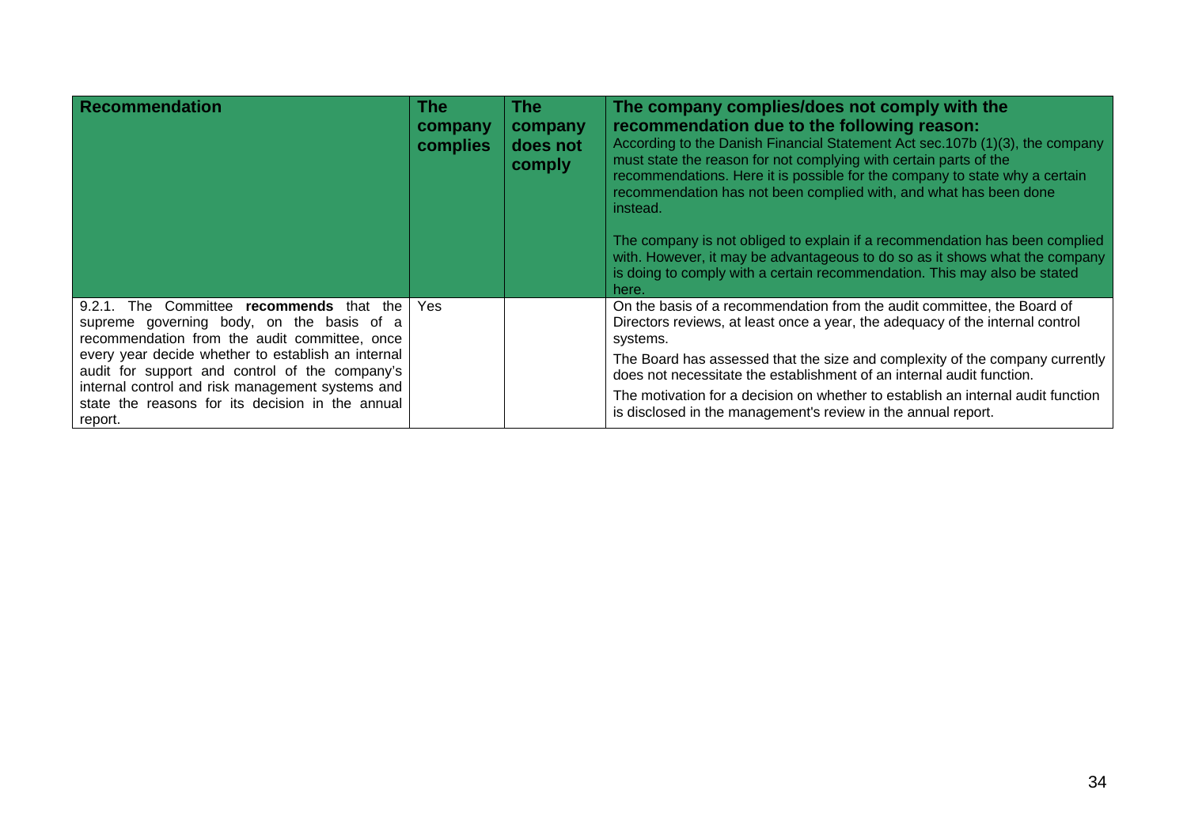| Recommendation | The company complies | The company does not comply | The company complies/does not comply with the recommendation due to the following reason: According to the Danish Financial Statement Act sec.107b (1)(3), the company must state the reason for not complying with certain parts of the recommendations. Here it is possible for the company to state why a certain recommendation has not been complied with, and what has been done instead. The company is not obliged to explain if a recommendation has been complied with. However, it may be advantageous to do so as it shows what the company is doing to comply with a certain recommendation. This may also be stated here. |
|---|---|---|---|
| 9.2.1. The Committee **recommends** that the supreme governing body, on the basis of a recommendation from the audit committee, once every year decide whether to establish an internal audit for support and control of the company's internal control and risk management systems and state the reasons for its decision in the annual report. | Yes | | On the basis of a recommendation from the audit committee, the Board of Directors reviews, at least once a year, the adequacy of the internal control systems. The Board has assessed that the size and complexity of the company currently does not necessitate the establishment of an internal audit function. The motivation for a decision on whether to establish an internal audit function is disclosed in the management's review in the annual report. |